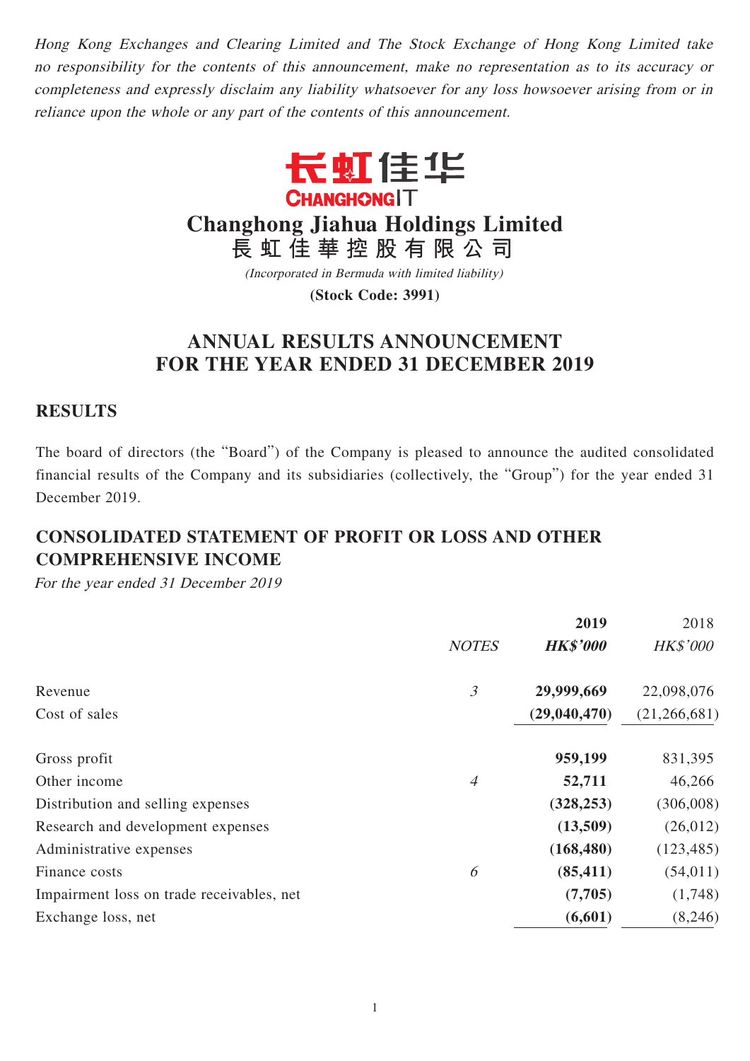*Hong Kong Exchanges and Clearing Limited and The Stock Exchange of Hong Kong Limited take no responsibility for the contents of this announcement, make no representation as to its accuracy or completeness and expressly disclaim any liability whatsoever for any loss howsoever arising from or in reliance upon the whole or any part of the contents of this announcement.*

长虹佳华
CHANGHONGIT

# Changhong Jiahua Holdings Limited
# 長虹佳華控股有限公司

*(Incorporated in Bermuda with limited liability)*

**(Stock Code: 3991)**

# ANNUAL RESULTS ANNOUNCEMENT FOR THE YEAR ENDED 31 DECEMBER 2019

## RESULTS

The board of directors (the "Board") of the Company is pleased to announce the audited consolidated financial results of the Company and its subsidiaries (collectively, the "Group") for the year ended 31 December 2019.

## CONSOLIDATED STATEMENT OF PROFIT OR LOSS AND OTHER COMPREHENSIVE INCOME

*For the year ended 31 December 2019*

| | NOTES | 2019 HK$'000 | 2018 HK$'000 |
|---|---|---|---|
| Revenue | 3 | **29,999,669** | 22,098,076 |
| Cost of sales | | **(29,040,470)** | (21,266,681) |
| Gross profit | | **959,199** | 831,395 |
| Other income | 4 | **52,711** | 46,266 |
| Distribution and selling expenses | | **(328,253)** | (306,008) |
| Research and development expenses | | **(13,509)** | (26,012) |
| Administrative expenses | | **(168,480)** | (123,485) |
| Finance costs | 6 | **(85,411)** | (54,011) |
| Impairment loss on trade receivables, net | | **(7,705)** | (1,748) |
| Exchange loss, net | | **(6,601)** | (8,246) |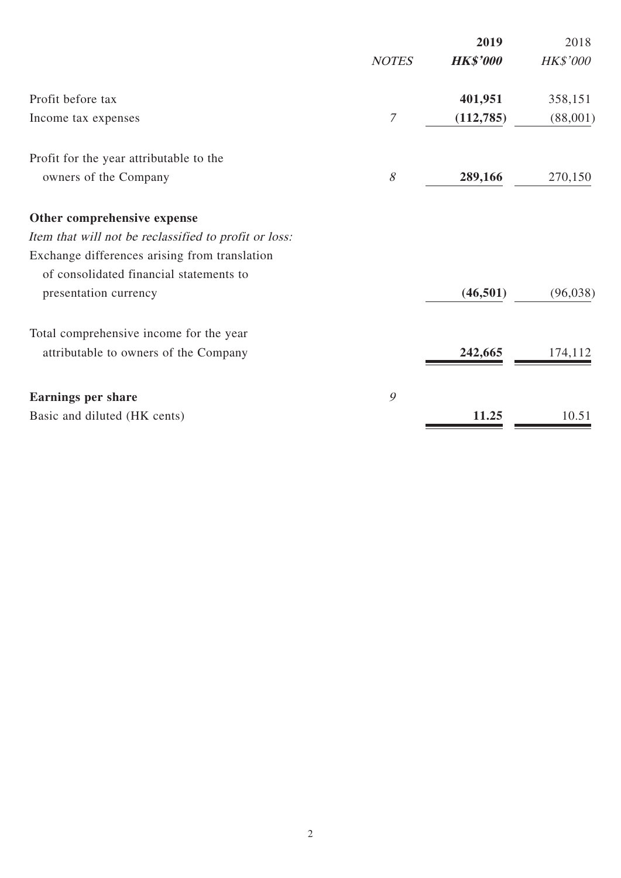| | NOTES | **2019** | 2018 |
|---|---|---|---|
| | | ***HK$'000*** | *HK$'000* |
| Profit before tax | | **401,951** | 358,151 |
| Income tax expenses | *7* | **(112,785)** | (88,001) |
| Profit for the year attributable to the owners of the Company | *8* | **289,166** | 270,150 |
| **Other comprehensive expense** | | | |
| *Item that will not be reclassified to profit or loss:* | | | |
| Exchange differences arising from translation of consolidated financial statements to presentation currency | | **(46,501)** | (96,038) |
| Total comprehensive income for the year attributable to owners of the Company | | **242,665** | 174,112 |
| **Earnings per share** | *9* | | |
| Basic and diluted (HK cents) | | **11.25** | 10.51 |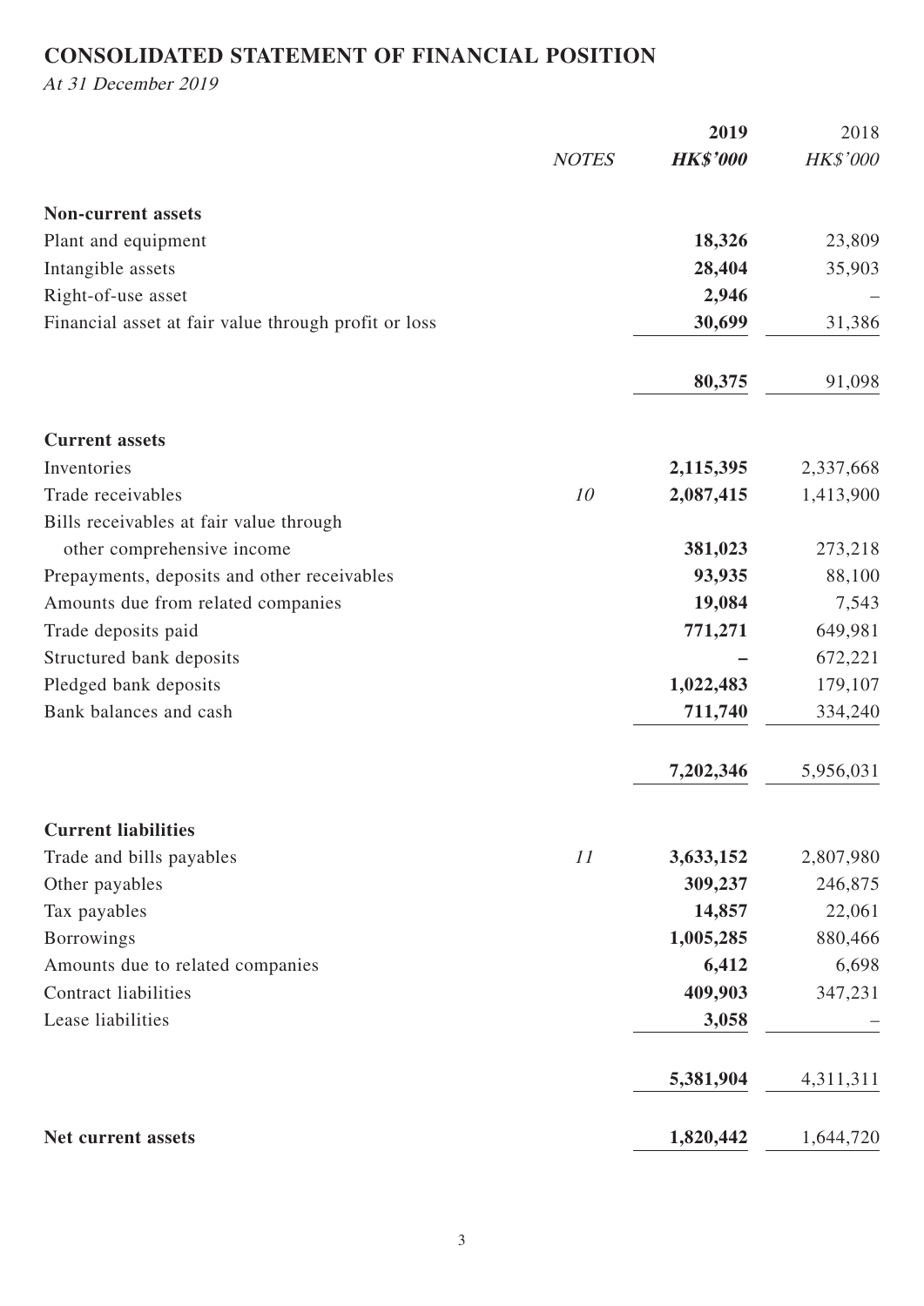## CONSOLIDATED STATEMENT OF FINANCIAL POSITION

*At 31 December 2019*

| | NOTES | 2019 HK$'000 | 2018 HK$'000 |
|---|---|---|---|
| **Non-current assets** | | | |
| Plant and equipment | | **18,326** | 23,809 |
| Intangible assets | | **28,404** | 35,903 |
| Right-of-use asset | | **2,946** | – |
| Financial asset at fair value through profit or loss | | **30,699** | 31,386 |
| | | **80,375** | 91,098 |
| **Current assets** | | | |
| Inventories | | **2,115,395** | 2,337,668 |
| Trade receivables | 10 | **2,087,415** | 1,413,900 |
| Bills receivables at fair value through other comprehensive income | | **381,023** | 273,218 |
| Prepayments, deposits and other receivables | | **93,935** | 88,100 |
| Amounts due from related companies | | **19,084** | 7,543 |
| Trade deposits paid | | **771,271** | 649,981 |
| Structured bank deposits | | **–** | 672,221 |
| Pledged bank deposits | | **1,022,483** | 179,107 |
| Bank balances and cash | | **711,740** | 334,240 |
| | | **7,202,346** | 5,956,031 |
| **Current liabilities** | | | |
| Trade and bills payables | 11 | **3,633,152** | 2,807,980 |
| Other payables | | **309,237** | 246,875 |
| Tax payables | | **14,857** | 22,061 |
| Borrowings | | **1,005,285** | 880,466 |
| Amounts due to related companies | | **6,412** | 6,698 |
| Contract liabilities | | **409,903** | 347,231 |
| Lease liabilities | | **3,058** | – |
| | | **5,381,904** | 4,311,311 |
| **Net current assets** | | **1,820,442** | 1,644,720 |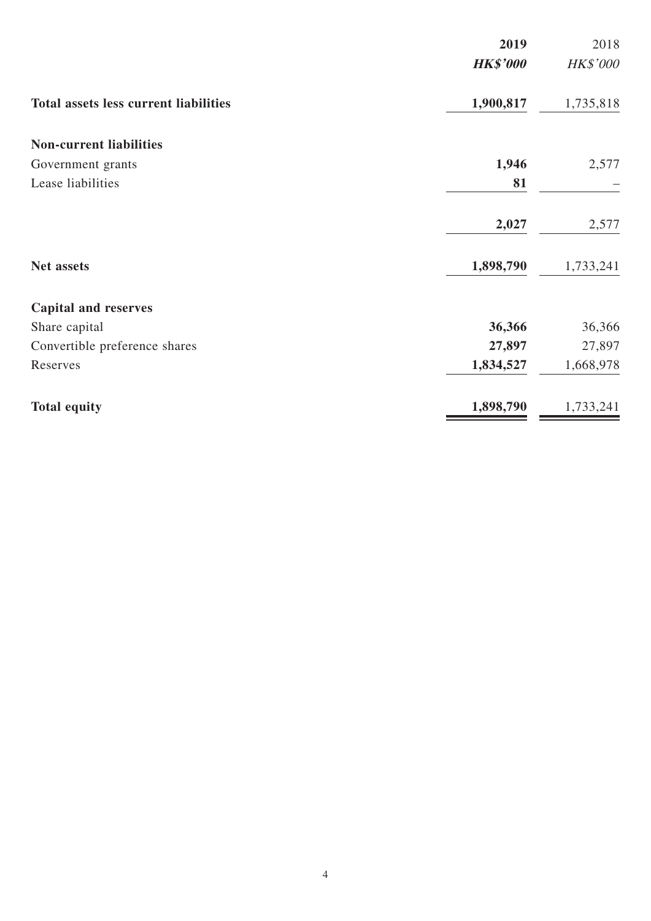| | **2019** | 2018 |
|---|---|---|
| | ***HK$'000*** | *HK$'000* |
| **Total assets less current liabilities** | **1,900,817** | 1,735,818 |
| **Non-current liabilities** | | |
| Government grants | **1,946** | 2,577 |
| Lease liabilities | **81** | – |
| | **2,027** | 2,577 |
| **Net assets** | **1,898,790** | 1,733,241 |
| **Capital and reserves** | | |
| Share capital | **36,366** | 36,366 |
| Convertible preference shares | **27,897** | 27,897 |
| Reserves | **1,834,527** | 1,668,978 |
| **Total equity** | **1,898,790** | 1,733,241 |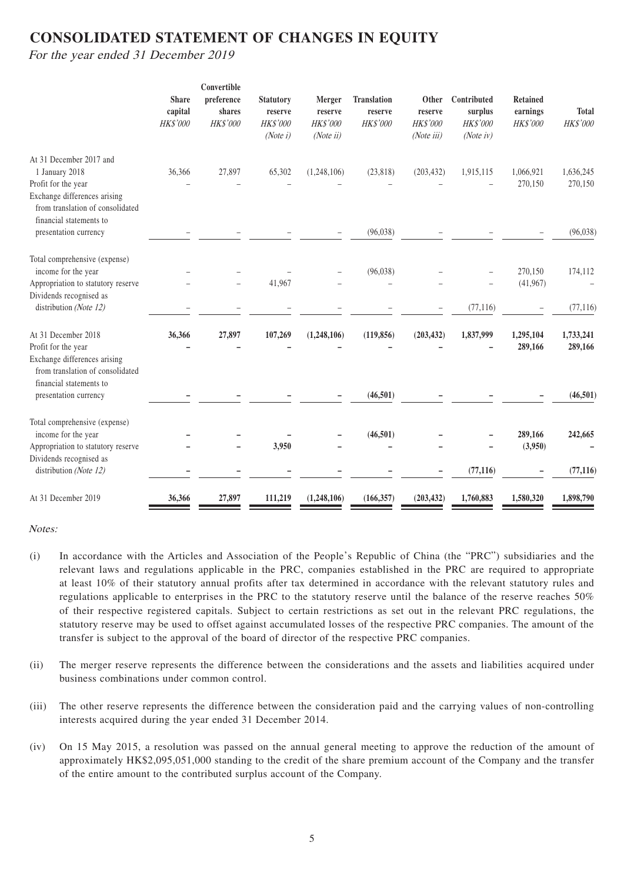# CONSOLIDATED STATEMENT OF CHANGES IN EQUITY

*For the year ended 31 December 2019*

| | Share capital | Convertible preference shares | Statutory reserve | Merger reserve | Translation reserve | Other reserve | Contributed surplus | Retained earnings | Total |
|---|---|---|---|---|---|---|---|---|---|
| | *HK$'000* | *HK$'000* | *HK$'000* | *HK$'000* | *HK$'000* | *HK$'000* | *HK$'000* | *HK$'000* | *HK$'000* |
| | | | *(Note i)* | *(Note ii)* | | *(Note iii)* | *(Note iv)* | | |
| At 31 December 2017 and 1 January 2018 | 36,366 | 27,897 | 65,302 | (1,248,106) | (23,818) | (203,432) | 1,915,115 | 1,066,921 | 1,636,245 |
| Profit for the year | – | – | – | – | – | – | – | 270,150 | 270,150 |
| Exchange differences arising from translation of consolidated financial statements to presentation currency | – | – | – | – | (96,038) | – | – | – | (96,038) |
| Total comprehensive (expense) income for the year | – | – | – | – | (96,038) | – | – | 270,150 | 174,112 |
| Appropriation to statutory reserve | – | – | 41,967 | – | – | – | – | (41,967) | – |
| Dividends recognised as distribution *(Note 12)* | – | – | – | – | – | – | (77,116) | – | (77,116) |
| At 31 December 2018 | **36,366** | **27,897** | **107,269** | **(1,248,106)** | **(119,856)** | **(203,432)** | **1,837,999** | **1,295,104** | **1,733,241** |
| Profit for the year | **–** | **–** | **–** | **–** | **–** | **–** | **–** | **289,166** | **289,166** |
| Exchange differences arising from translation of consolidated financial statements to presentation currency | **–** | **–** | **–** | **–** | **(46,501)** | **–** | **–** | **–** | **(46,501)** |
| Total comprehensive (expense) income for the year | **–** | **–** | **–** | **–** | **(46,501)** | **–** | **–** | **289,166** | **242,665** |
| Appropriation to statutory reserve | **–** | **–** | **3,950** | **–** | **–** | **–** | **–** | **(3,950)** | **–** |
| Dividends recognised as distribution *(Note 12)* | **–** | **–** | **–** | **–** | **–** | **–** | **(77,116)** | **–** | **(77,116)** |
| At 31 December 2019 | **36,366** | **27,897** | **111,219** | **(1,248,106)** | **(166,357)** | **(203,432)** | **1,760,883** | **1,580,320** | **1,898,790** |

*Notes:*

(i) In accordance with the Articles and Association of the People's Republic of China (the "PRC") subsidiaries and the relevant laws and regulations applicable in the PRC, companies established in the PRC are required to appropriate at least 10% of their statutory annual profits after tax determined in accordance with the relevant statutory rules and regulations applicable to enterprises in the PRC to the statutory reserve until the balance of the reserve reaches 50% of their respective registered capitals. Subject to certain restrictions as set out in the relevant PRC regulations, the statutory reserve may be used to offset against accumulated losses of the respective PRC companies. The amount of the transfer is subject to the approval of the board of director of the respective PRC companies.

(ii) The merger reserve represents the difference between the considerations and the assets and liabilities acquired under business combinations under common control.

(iii) The other reserve represents the difference between the consideration paid and the carrying values of non-controlling interests acquired during the year ended 31 December 2014.

(iv) On 15 May 2015, a resolution was passed on the annual general meeting to approve the reduction of the amount of approximately HK$2,095,051,000 standing to the credit of the share premium account of the Company and the transfer of the entire amount to the contributed surplus account of the Company.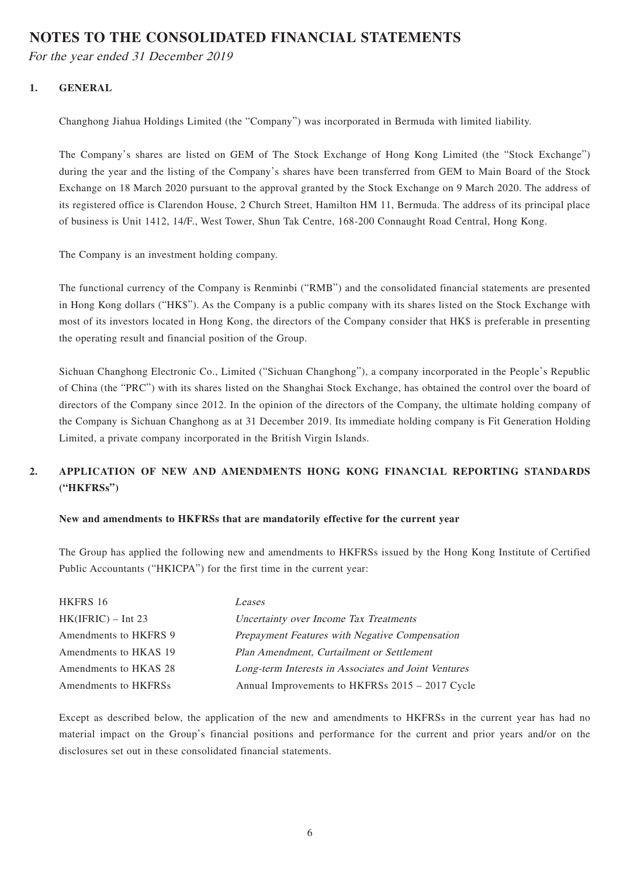# NOTES TO THE CONSOLIDATED FINANCIAL STATEMENTS

*For the year ended 31 December 2019*

## 1. GENERAL

Changhong Jiahua Holdings Limited (the "Company") was incorporated in Bermuda with limited liability.

The Company's shares are listed on GEM of The Stock Exchange of Hong Kong Limited (the "Stock Exchange") during the year and the listing of the Company's shares have been transferred from GEM to Main Board of the Stock Exchange on 18 March 2020 pursuant to the approval granted by the Stock Exchange on 9 March 2020. The address of its registered office is Clarendon House, 2 Church Street, Hamilton HM 11, Bermuda. The address of its principal place of business is Unit 1412, 14/F., West Tower, Shun Tak Centre, 168-200 Connaught Road Central, Hong Kong.

The Company is an investment holding company.

The functional currency of the Company is Renminbi ("RMB") and the consolidated financial statements are presented in Hong Kong dollars ("HK$"). As the Company is a public company with its shares listed on the Stock Exchange with most of its investors located in Hong Kong, the directors of the Company consider that HK$ is preferable in presenting the operating result and financial position of the Group.

Sichuan Changhong Electronic Co., Limited ("Sichuan Changhong"), a company incorporated in the People's Republic of China (the "PRC") with its shares listed on the Shanghai Stock Exchange, has obtained the control over the board of directors of the Company since 2012. In the opinion of the directors of the Company, the ultimate holding company of the Company is Sichuan Changhong as at 31 December 2019. Its immediate holding company is Fit Generation Holding Limited, a private company incorporated in the British Virgin Islands.

## 2. APPLICATION OF NEW AND AMENDMENTS HONG KONG FINANCIAL REPORTING STANDARDS ("HKFRSs")

**New and amendments to HKFRSs that are mandatorily effective for the current year**

The Group has applied the following new and amendments to HKFRSs issued by the Hong Kong Institute of Certified Public Accountants ("HKICPA") for the first time in the current year:

| | |
|---|---|
| HKFRS 16 | *Leases* |
| HK(IFRIC) – Int 23 | *Uncertainty over Income Tax Treatments* |
| Amendments to HKFRS 9 | *Prepayment Features with Negative Compensation* |
| Amendments to HKAS 19 | *Plan Amendment, Curtailment or Settlement* |
| Amendments to HKAS 28 | *Long-term Interests in Associates and Joint Ventures* |
| Amendments to HKFRSs | Annual Improvements to HKFRSs 2015 – 2017 Cycle |

Except as described below, the application of the new and amendments to HKFRSs in the current year has had no material impact on the Group's financial positions and performance for the current and prior years and/or on the disclosures set out in these consolidated financial statements.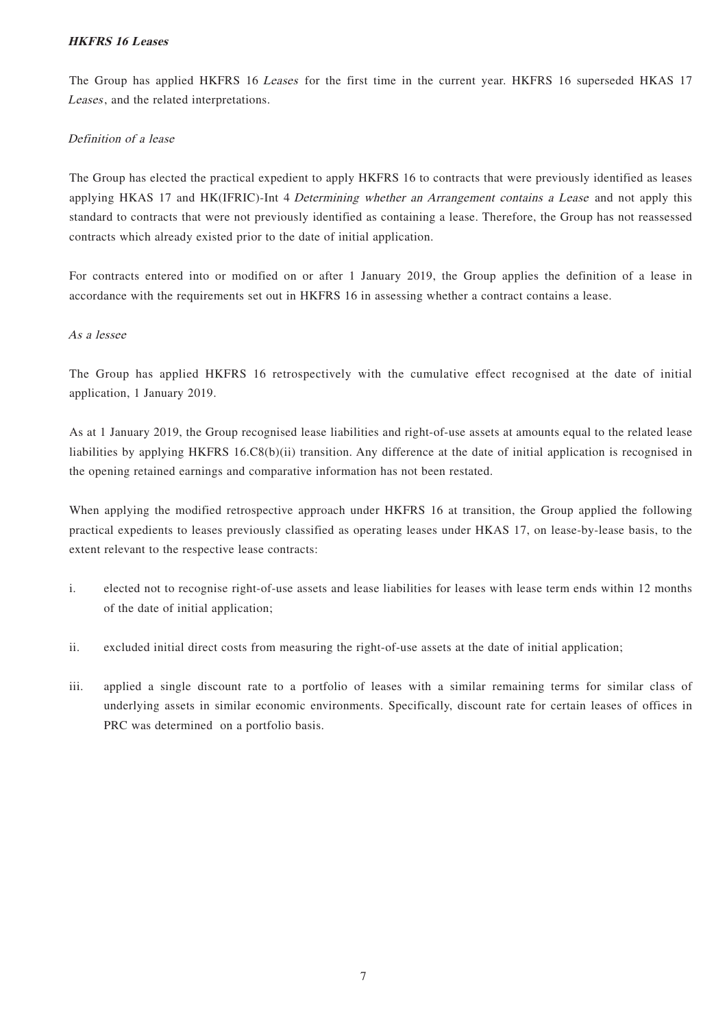### ***HKFRS 16 Leases***

The Group has applied HKFRS 16 *Leases* for the first time in the current year. HKFRS 16 superseded HKAS 17 *Leases*, and the related interpretations.

*Definition of a lease*

The Group has elected the practical expedient to apply HKFRS 16 to contracts that were previously identified as leases applying HKAS 17 and HK(IFRIC)-Int 4 *Determining whether an Arrangement contains a Lease* and not apply this standard to contracts that were not previously identified as containing a lease. Therefore, the Group has not reassessed contracts which already existed prior to the date of initial application.

For contracts entered into or modified on or after 1 January 2019, the Group applies the definition of a lease in accordance with the requirements set out in HKFRS 16 in assessing whether a contract contains a lease.

*As a lessee*

The Group has applied HKFRS 16 retrospectively with the cumulative effect recognised at the date of initial application, 1 January 2019.

As at 1 January 2019, the Group recognised lease liabilities and right-of-use assets at amounts equal to the related lease liabilities by applying HKFRS 16.C8(b)(ii) transition. Any difference at the date of initial application is recognised in the opening retained earnings and comparative information has not been restated.

When applying the modified retrospective approach under HKFRS 16 at transition, the Group applied the following practical expedients to leases previously classified as operating leases under HKAS 17, on lease-by-lease basis, to the extent relevant to the respective lease contracts:

i. elected not to recognise right-of-use assets and lease liabilities for leases with lease term ends within 12 months of the date of initial application;

ii. excluded initial direct costs from measuring the right-of-use assets at the date of initial application;

iii. applied a single discount rate to a portfolio of leases with a similar remaining terms for similar class of underlying assets in similar economic environments. Specifically, discount rate for certain leases of offices in PRC was determined on a portfolio basis.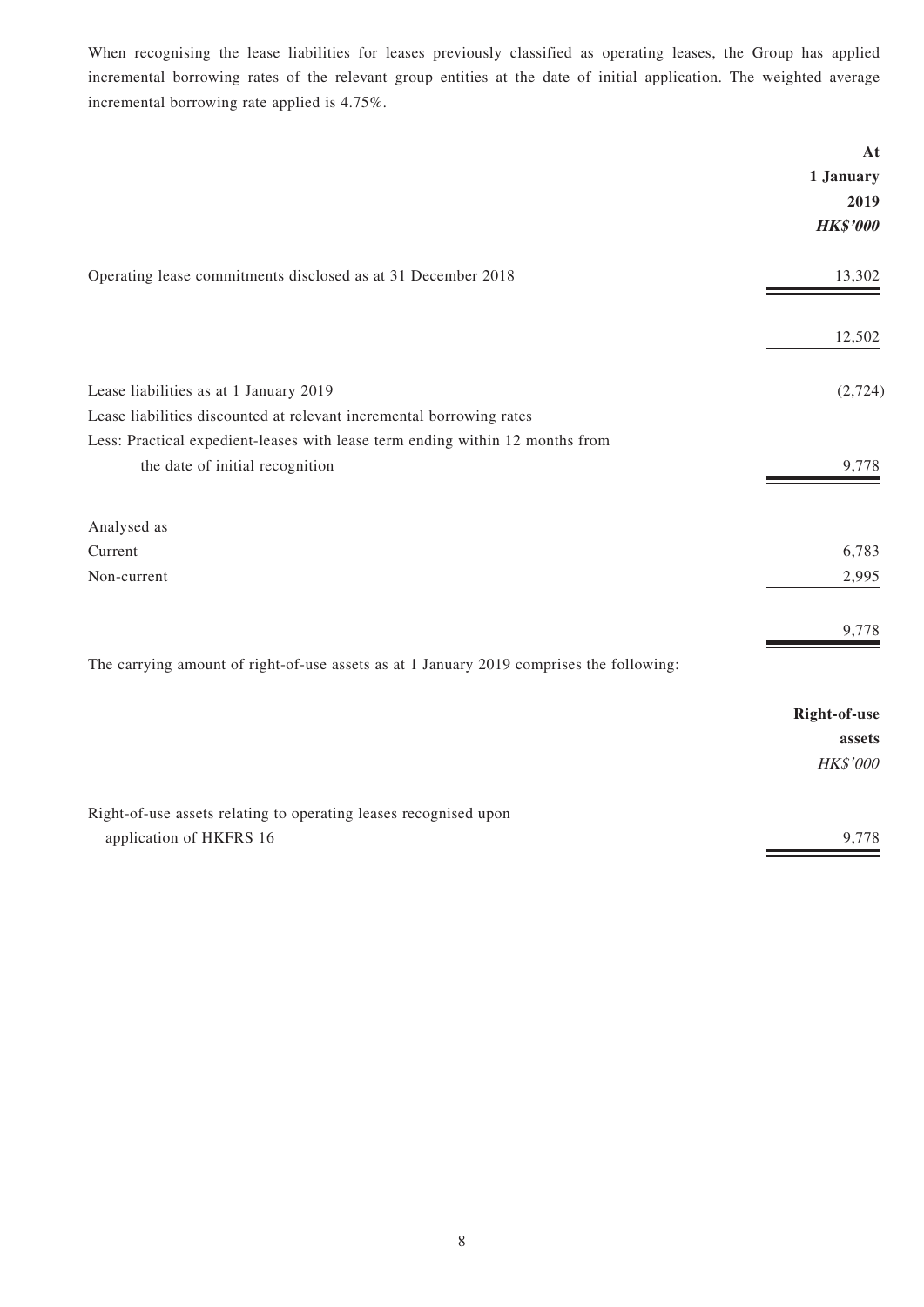When recognising the lease liabilities for leases previously classified as operating leases, the Group has applied incremental borrowing rates of the relevant group entities at the date of initial application. The weighted average incremental borrowing rate applied is 4.75%.

| | At 1 January 2019 |
|---|---|
| | ***HK$'000*** |
| Operating lease commitments disclosed as at 31 December 2018 | 13,302 |
| | 12,502 |
| Lease liabilities as at 1 January 2019 | (2,724) |
| Lease liabilities discounted at relevant incremental borrowing rates | |
| Less: Practical expedient-leases with lease term ending within 12 months from the date of initial recognition | 9,778 |
| Analysed as | |
| Current | 6,783 |
| Non-current | 2,995 |
| | 9,778 |

The carrying amount of right-of-use assets as at 1 January 2019 comprises the following:

| | Right-of-use assets |
|---|---|
| | *HK$'000* |
| Right-of-use assets relating to operating leases recognised upon application of HKFRS 16 | 9,778 |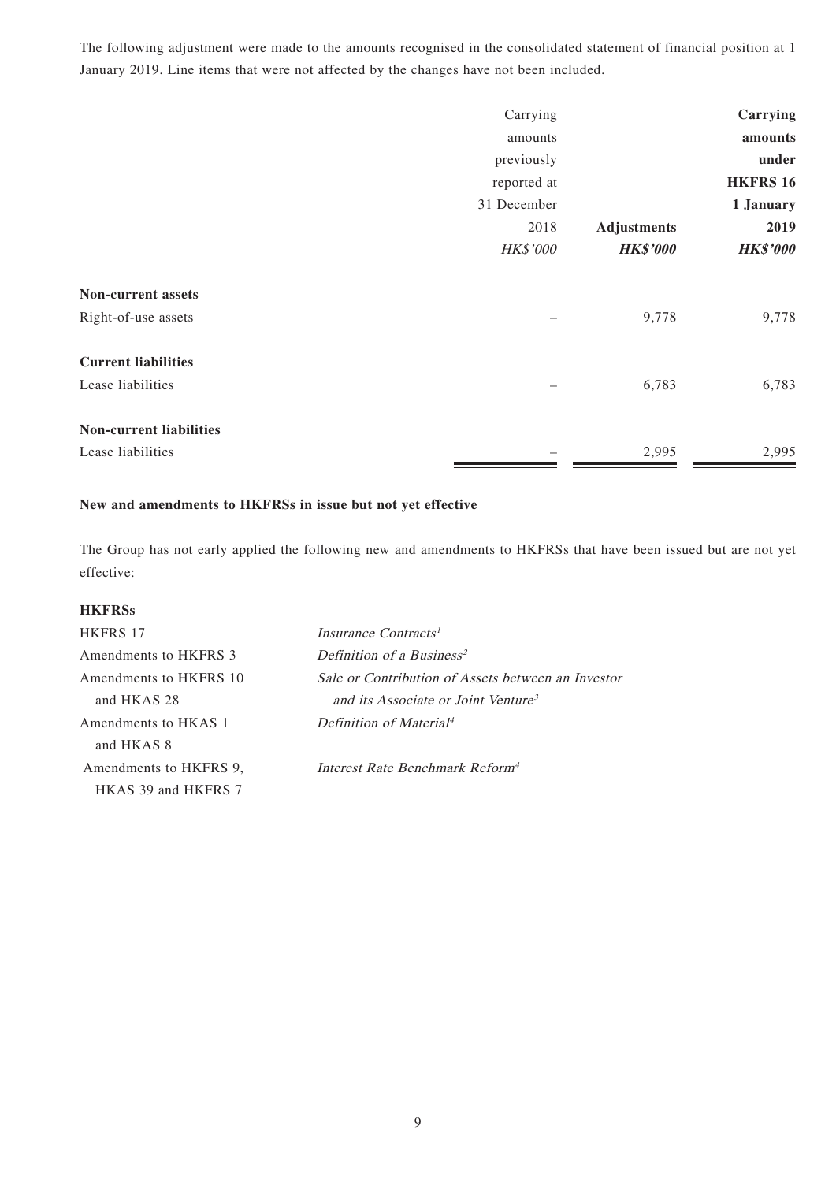The following adjustment were made to the amounts recognised in the consolidated statement of financial position at 1 January 2019. Line items that were not affected by the changes have not been included.

| | Carrying amounts previously reported at 31 December 2018 | **Adjustments** | **Carrying amounts under HKFRS 16 1 January 2019** |
|---|---|---|---|
| | *HK$'000* | ***HK$'000*** | ***HK$'000*** |
| **Non-current assets** | | | |
| Right-of-use assets | – | 9,778 | 9,778 |
| **Current liabilities** | | | |
| Lease liabilities | – | 6,783 | 6,783 |
| **Non-current liabilities** | | | |
| Lease liabilities | – | 2,995 | 2,995 |

**New and amendments to HKFRSs in issue but not yet effective**

The Group has not early applied the following new and amendments to HKFRSs that have been issued but are not yet effective:

**HKFRSs**

| | |
|---|---|
| HKFRS 17 | *Insurance Contracts*[1] |
| Amendments to HKFRS 3 | *Definition of a Business*[2] |
| Amendments to HKFRS 10 and HKAS 28 | *Sale or Contribution of Assets between an Investor and its Associate or Joint Venture*[3] |
| Amendments to HKAS 1 and HKAS 8 | *Definition of Material*[4] |
| Amendments to HKFRS 9, HKAS 39 and HKFRS 7 | *Interest Rate Benchmark Reform*[4] |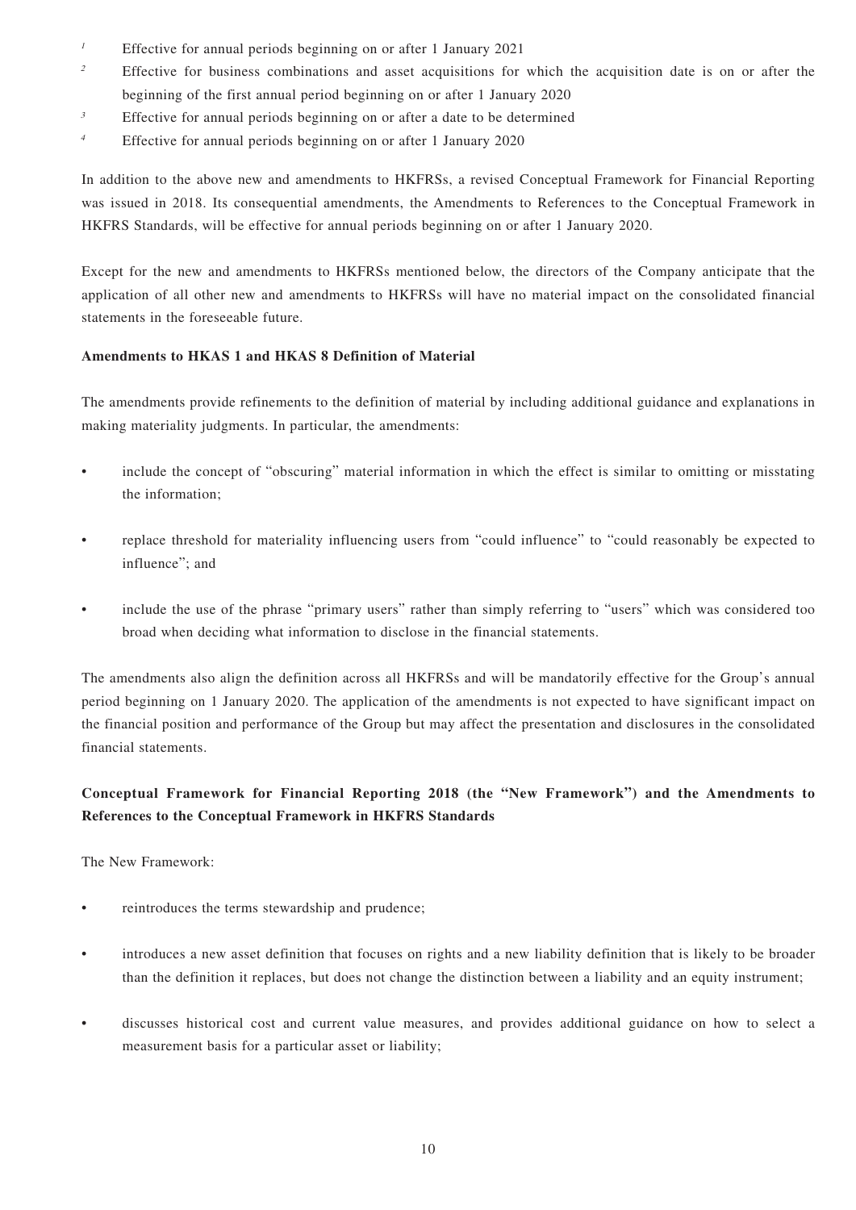[1] Effective for annual periods beginning on or after 1 January 2021

[2] Effective for business combinations and asset acquisitions for which the acquisition date is on or after the beginning of the first annual period beginning on or after 1 January 2020

[3] Effective for annual periods beginning on or after a date to be determined

[4] Effective for annual periods beginning on or after 1 January 2020

In addition to the above new and amendments to HKFRSs, a revised Conceptual Framework for Financial Reporting was issued in 2018. Its consequential amendments, the Amendments to References to the Conceptual Framework in HKFRS Standards, will be effective for annual periods beginning on or after 1 January 2020.

Except for the new and amendments to HKFRSs mentioned below, the directors of the Company anticipate that the application of all other new and amendments to HKFRSs will have no material impact on the consolidated financial statements in the foreseeable future.

**Amendments to HKAS 1 and HKAS 8 Definition of Material**

The amendments provide refinements to the definition of material by including additional guidance and explanations in making materiality judgments. In particular, the amendments:

- include the concept of "obscuring" material information in which the effect is similar to omitting or misstating the information;
- replace threshold for materiality influencing users from "could influence" to "could reasonably be expected to influence"; and
- include the use of the phrase "primary users" rather than simply referring to "users" which was considered too broad when deciding what information to disclose in the financial statements.

The amendments also align the definition across all HKFRSs and will be mandatorily effective for the Group's annual period beginning on 1 January 2020. The application of the amendments is not expected to have significant impact on the financial position and performance of the Group but may affect the presentation and disclosures in the consolidated financial statements.

**Conceptual Framework for Financial Reporting 2018 (the "New Framework") and the Amendments to References to the Conceptual Framework in HKFRS Standards**

The New Framework:

- reintroduces the terms stewardship and prudence;
- introduces a new asset definition that focuses on rights and a new liability definition that is likely to be broader than the definition it replaces, but does not change the distinction between a liability and an equity instrument;
- discusses historical cost and current value measures, and provides additional guidance on how to select a measurement basis for a particular asset or liability;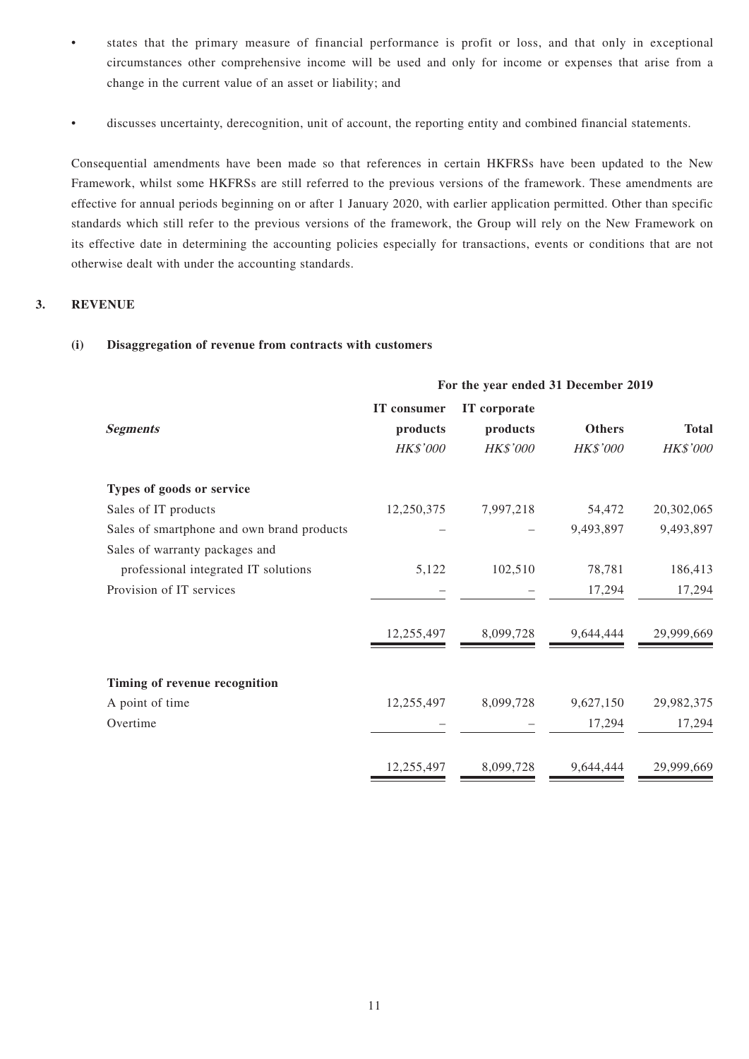- states that the primary measure of financial performance is profit or loss, and that only in exceptional circumstances other comprehensive income will be used and only for income or expenses that arise from a change in the current value of an asset or liability; and
- discusses uncertainty, derecognition, unit of account, the reporting entity and combined financial statements.

Consequential amendments have been made so that references in certain HKFRSs have been updated to the New Framework, whilst some HKFRSs are still referred to the previous versions of the framework. These amendments are effective for annual periods beginning on or after 1 January 2020, with earlier application permitted. Other than specific standards which still refer to the previous versions of the framework, the Group will rely on the New Framework on its effective date in determining the accounting policies especially for transactions, events or conditions that are not otherwise dealt with under the accounting standards.

## 3. REVENUE

### (i) Disaggregation of revenue from contracts with customers

| | For the year ended 31 December 2019 | | | |
|---|---|---|---|---|
| ***Segments*** | **IT consumer products** | **IT corporate products** | **Others** | **Total** |
| | *HK$'000* | *HK$'000* | *HK$'000* | *HK$'000* |
| **Types of goods or service** | | | | |
| Sales of IT products | 12,250,375 | 7,997,218 | 54,472 | 20,302,065 |
| Sales of smartphone and own brand products | – | – | 9,493,897 | 9,493,897 |
| Sales of warranty packages and professional integrated IT solutions | 5,122 | 102,510 | 78,781 | 186,413 |
| Provision of IT services | – | – | 17,294 | 17,294 |
| | 12,255,497 | 8,099,728 | 9,644,444 | 29,999,669 |
| **Timing of revenue recognition** | | | | |
| A point of time | 12,255,497 | 8,099,728 | 9,627,150 | 29,982,375 |
| Overtime | – | – | 17,294 | 17,294 |
| | 12,255,497 | 8,099,728 | 9,644,444 | 29,999,669 |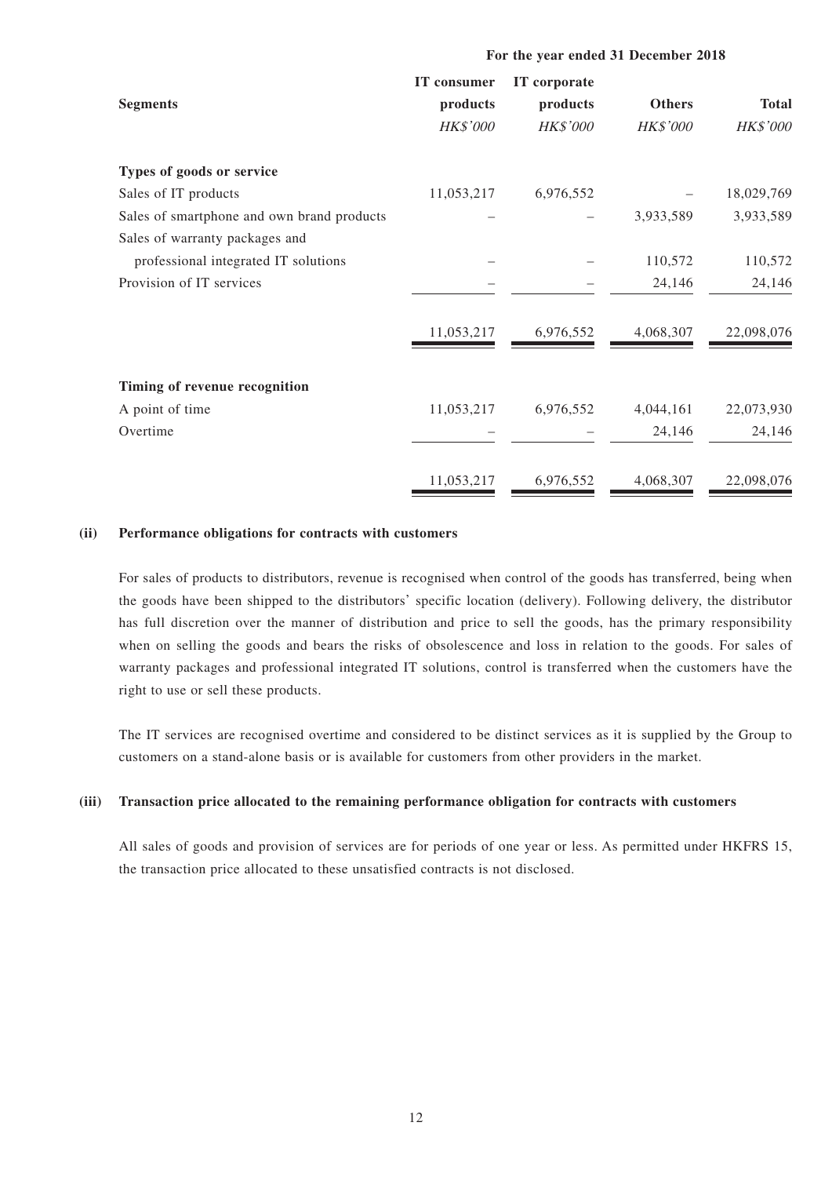| Segments | IT consumer products | IT corporate products | Others | Total |
|---|---|---|---|---|
| | For the year ended 31 December 2018 | | | |
| | *HK$'000* | *HK$'000* | *HK$'000* | *HK$'000* |
| **Types of goods or service** | | | | |
| Sales of IT products | 11,053,217 | 6,976,552 | – | 18,029,769 |
| Sales of smartphone and own brand products | – | – | 3,933,589 | 3,933,589 |
| Sales of warranty packages and professional integrated IT solutions | – | – | 110,572 | 110,572 |
| Provision of IT services | – | – | 24,146 | 24,146 |
| | 11,053,217 | 6,976,552 | 4,068,307 | 22,098,076 |
| **Timing of revenue recognition** | | | | |
| A point of time | 11,053,217 | 6,976,552 | 4,044,161 | 22,073,930 |
| Overtime | – | – | 24,146 | 24,146 |
| | 11,053,217 | 6,976,552 | 4,068,307 | 22,098,076 |

**(ii) Performance obligations for contracts with customers**

For sales of products to distributors, revenue is recognised when control of the goods has transferred, being when the goods have been shipped to the distributors' specific location (delivery). Following delivery, the distributor has full discretion over the manner of distribution and price to sell the goods, has the primary responsibility when on selling the goods and bears the risks of obsolescence and loss in relation to the goods. For sales of warranty packages and professional integrated IT solutions, control is transferred when the customers have the right to use or sell these products.

The IT services are recognised overtime and considered to be distinct services as it is supplied by the Group to customers on a stand-alone basis or is available for customers from other providers in the market.

**(iii) Transaction price allocated to the remaining performance obligation for contracts with customers**

All sales of goods and provision of services are for periods of one year or less. As permitted under HKFRS 15, the transaction price allocated to these unsatisfied contracts is not disclosed.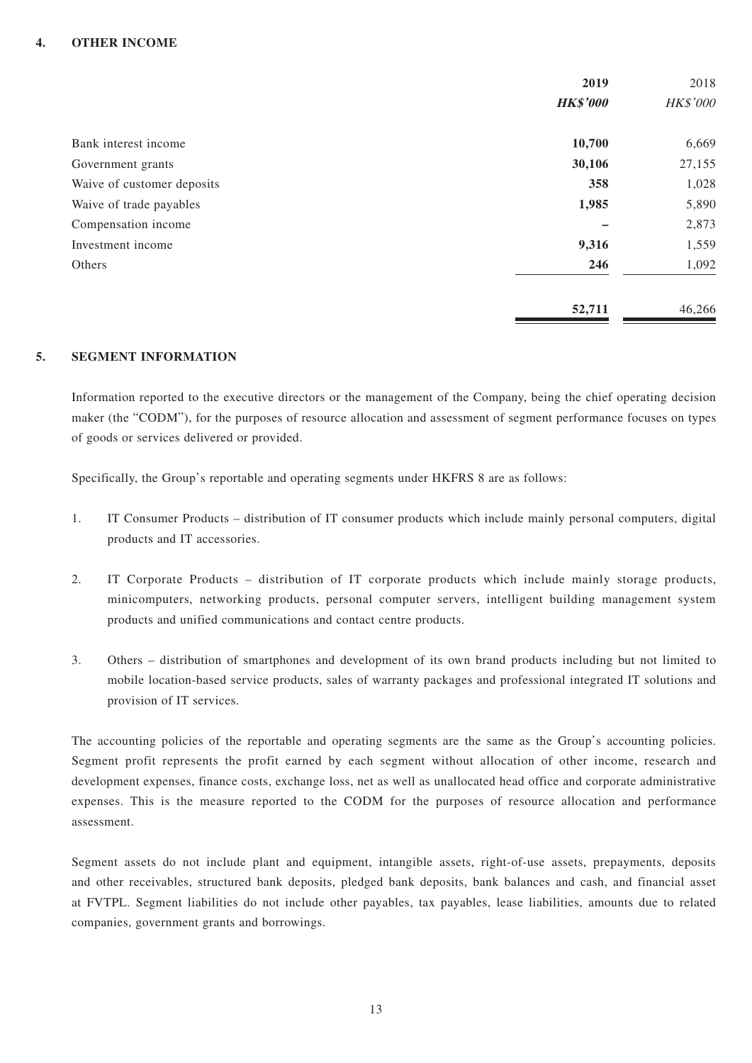## 4. OTHER INCOME

| | **2019** | 2018 |
|---|---|---|
| | ***HK$'000*** | *HK$'000* |
| Bank interest income | **10,700** | 6,669 |
| Government grants | **30,106** | 27,155 |
| Waive of customer deposits | **358** | 1,028 |
| Waive of trade payables | **1,985** | 5,890 |
| Compensation income | **–** | 2,873 |
| Investment income | **9,316** | 1,559 |
| Others | **246** | 1,092 |
| | **52,711** | 46,266 |

## 5. SEGMENT INFORMATION

Information reported to the executive directors or the management of the Company, being the chief operating decision maker (the "CODM"), for the purposes of resource allocation and assessment of segment performance focuses on types of goods or services delivered or provided.

Specifically, the Group's reportable and operating segments under HKFRS 8 are as follows:

1. IT Consumer Products – distribution of IT consumer products which include mainly personal computers, digital products and IT accessories.

2. IT Corporate Products – distribution of IT corporate products which include mainly storage products, minicomputers, networking products, personal computer servers, intelligent building management system products and unified communications and contact centre products.

3. Others – distribution of smartphones and development of its own brand products including but not limited to mobile location-based service products, sales of warranty packages and professional integrated IT solutions and provision of IT services.

The accounting policies of the reportable and operating segments are the same as the Group's accounting policies. Segment profit represents the profit earned by each segment without allocation of other income, research and development expenses, finance costs, exchange loss, net as well as unallocated head office and corporate administrative expenses. This is the measure reported to the CODM for the purposes of resource allocation and performance assessment.

Segment assets do not include plant and equipment, intangible assets, right-of-use assets, prepayments, deposits and other receivables, structured bank deposits, pledged bank deposits, bank balances and cash, and financial asset at FVTPL. Segment liabilities do not include other payables, tax payables, lease liabilities, amounts due to related companies, government grants and borrowings.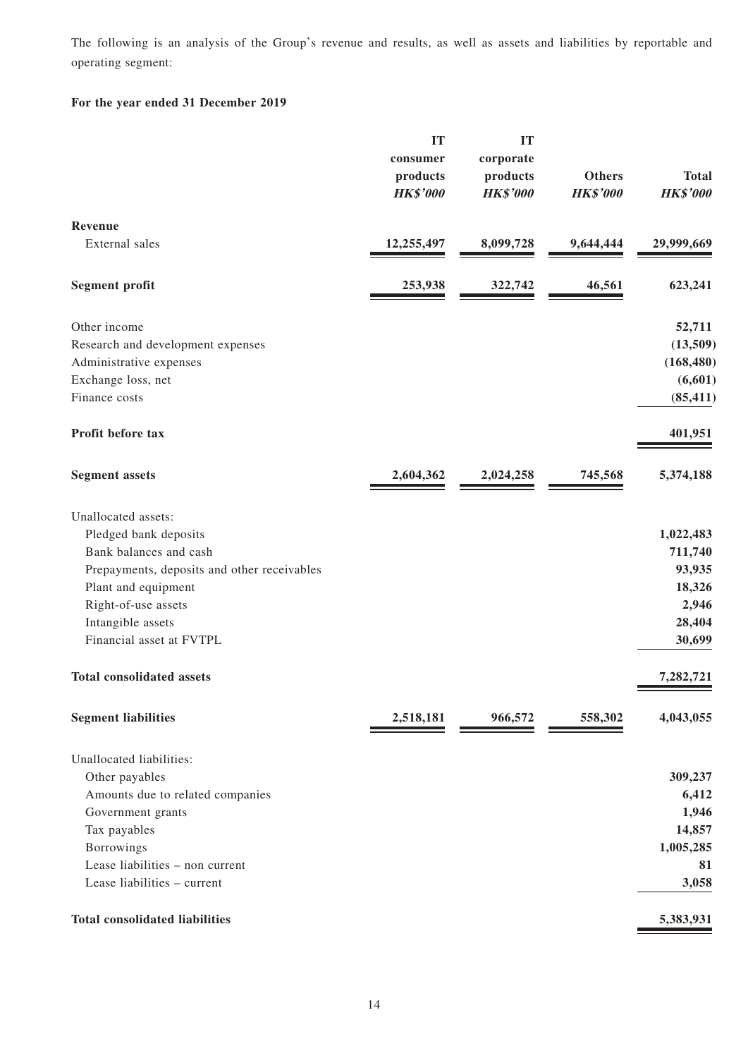The following is an analysis of the Group's revenue and results, as well as assets and liabilities by reportable and operating segment:

**For the year ended 31 December 2019**

| | IT consumer products | IT corporate products | Others | Total |
|---|---|---|---|---|
| | *HK$'000* | *HK$'000* | *HK$'000* | *HK$'000* |
| **Revenue** | | | | |
| External sales | 12,255,497 | 8,099,728 | 9,644,444 | 29,999,669 |
| **Segment profit** | 253,938 | 322,742 | 46,561 | 623,241 |
| Other income | | | | 52,711 |
| Research and development expenses | | | | (13,509) |
| Administrative expenses | | | | (168,480) |
| Exchange loss, net | | | | (6,601) |
| Finance costs | | | | (85,411) |
| **Profit before tax** | | | | 401,951 |
| **Segment assets** | 2,604,362 | 2,024,258 | 745,568 | 5,374,188 |
| Unallocated assets: | | | | |
| Pledged bank deposits | | | | 1,022,483 |
| Bank balances and cash | | | | 711,740 |
| Prepayments, deposits and other receivables | | | | 93,935 |
| Plant and equipment | | | | 18,326 |
| Right-of-use assets | | | | 2,946 |
| Intangible assets | | | | 28,404 |
| Financial asset at FVTPL | | | | 30,699 |
| **Total consolidated assets** | | | | 7,282,721 |
| **Segment liabilities** | 2,518,181 | 966,572 | 558,302 | 4,043,055 |
| Unallocated liabilities: | | | | |
| Other payables | | | | 309,237 |
| Amounts due to related companies | | | | 6,412 |
| Government grants | | | | 1,946 |
| Tax payables | | | | 14,857 |
| Borrowings | | | | 1,005,285 |
| Lease liabilities – non current | | | | 81 |
| Lease liabilities – current | | | | 3,058 |
| **Total consolidated liabilities** | | | | 5,383,931 |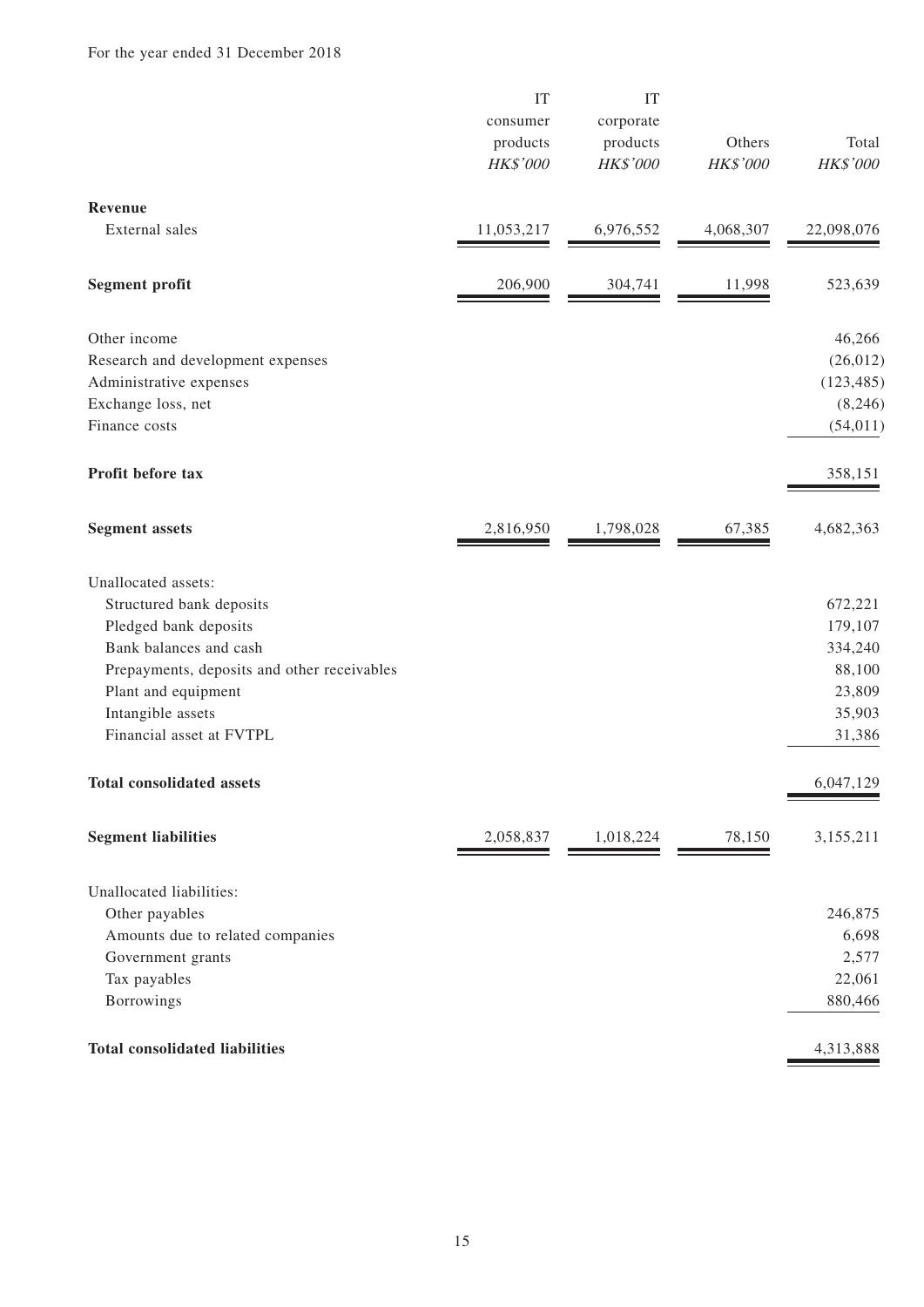For the year ended 31 December 2018

| | IT consumer products *HK$'000* | IT corporate products *HK$'000* | Others *HK$'000* | Total *HK$'000* |
|---|---|---|---|---|
| **Revenue** | | | | |
| External sales | 11,053,217 | 6,976,552 | 4,068,307 | 22,098,076 |
| **Segment profit** | 206,900 | 304,741 | 11,998 | 523,639 |
| Other income | | | | 46,266 |
| Research and development expenses | | | | (26,012) |
| Administrative expenses | | | | (123,485) |
| Exchange loss, net | | | | (8,246) |
| Finance costs | | | | (54,011) |
| **Profit before tax** | | | | 358,151 |
| **Segment assets** | 2,816,950 | 1,798,028 | 67,385 | 4,682,363 |
| Unallocated assets: | | | | |
| Structured bank deposits | | | | 672,221 |
| Pledged bank deposits | | | | 179,107 |
| Bank balances and cash | | | | 334,240 |
| Prepayments, deposits and other receivables | | | | 88,100 |
| Plant and equipment | | | | 23,809 |
| Intangible assets | | | | 35,903 |
| Financial asset at FVTPL | | | | 31,386 |
| **Total consolidated assets** | | | | 6,047,129 |
| **Segment liabilities** | 2,058,837 | 1,018,224 | 78,150 | 3,155,211 |
| Unallocated liabilities: | | | | |
| Other payables | | | | 246,875 |
| Amounts due to related companies | | | | 6,698 |
| Government grants | | | | 2,577 |
| Tax payables | | | | 22,061 |
| Borrowings | | | | 880,466 |
| **Total consolidated liabilities** | | | | 4,313,888 |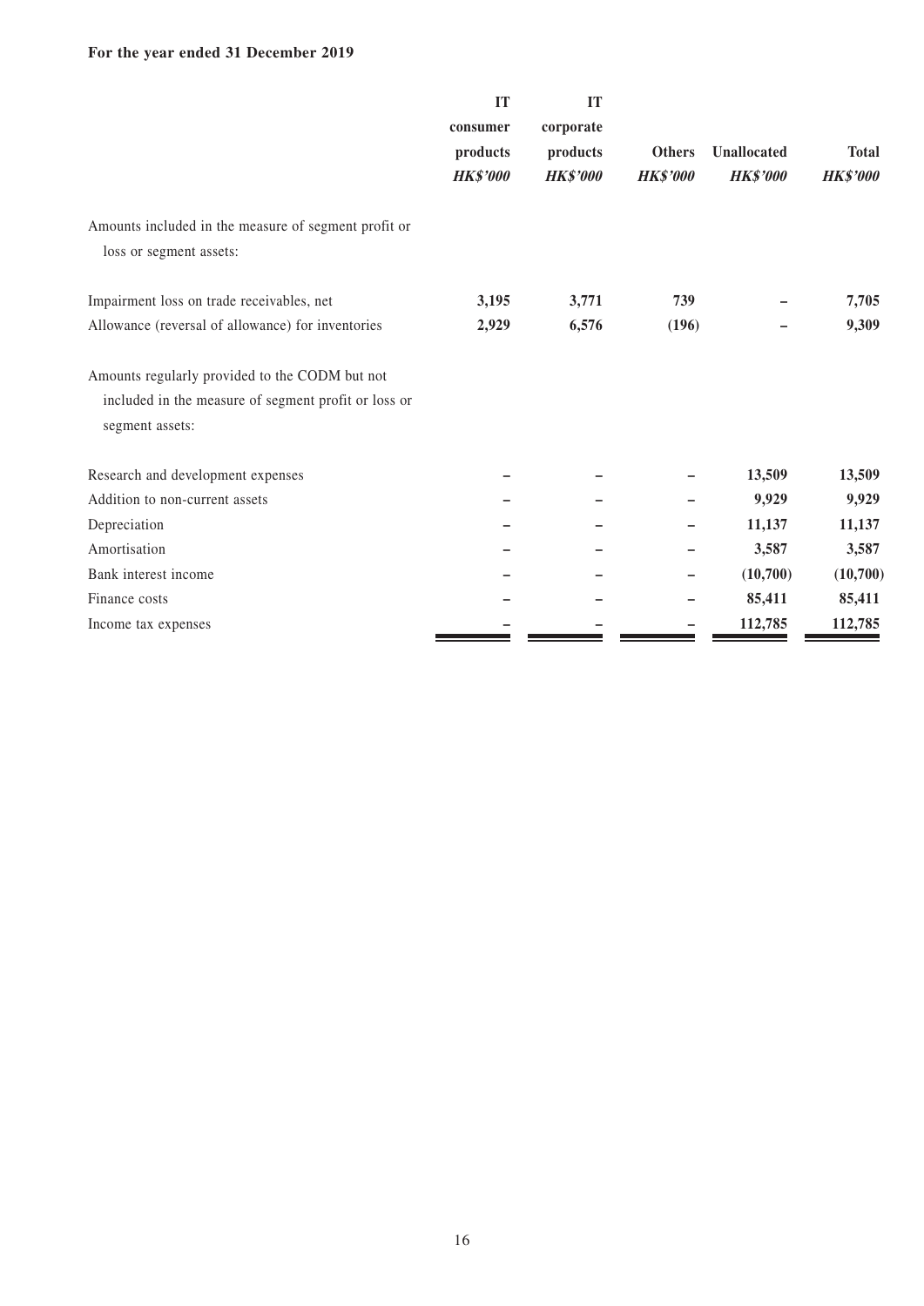**For the year ended 31 December 2019**

| | IT consumer products *HK$'000* | IT corporate products *HK$'000* | Others *HK$'000* | Unallocated *HK$'000* | Total *HK$'000* |
|---|---|---|---|---|---|
| Amounts included in the measure of segment profit or loss or segment assets: | | | | | |
| Impairment loss on trade receivables, net | **3,195** | **3,771** | **739** | **–** | **7,705** |
| Allowance (reversal of allowance) for inventories | **2,929** | **6,576** | **(196)** | **–** | **9,309** |
| Amounts regularly provided to the CODM but not included in the measure of segment profit or loss or segment assets: | | | | | |
| Research and development expenses | **–** | **–** | **–** | **13,509** | **13,509** |
| Addition to non-current assets | **–** | **–** | **–** | **9,929** | **9,929** |
| Depreciation | **–** | **–** | **–** | **11,137** | **11,137** |
| Amortisation | **–** | **–** | **–** | **3,587** | **3,587** |
| Bank interest income | **–** | **–** | **–** | **(10,700)** | **(10,700)** |
| Finance costs | **–** | **–** | **–** | **85,411** | **85,411** |
| Income tax expenses | **–** | **–** | **–** | **112,785** | **112,785** |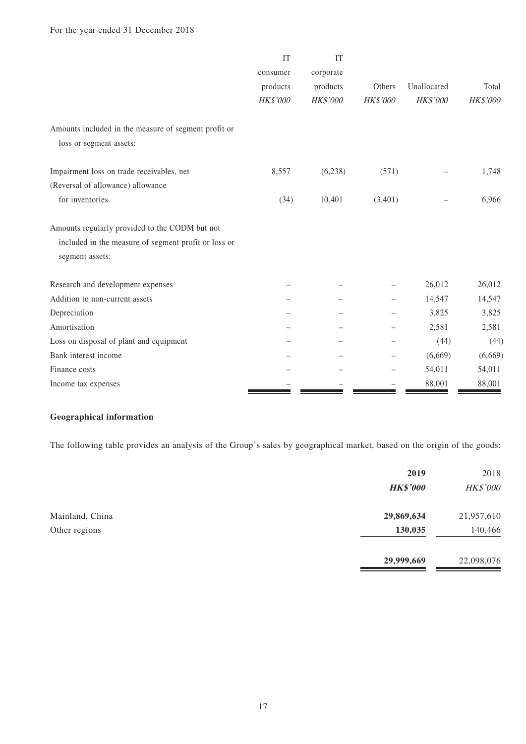For the year ended 31 December 2018

| | IT consumer products *HK$'000* | IT corporate products *HK$'000* | Others *HK$'000* | Unallocated *HK$'000* | Total *HK$'000* |
|---|---|---|---|---|---|
| Amounts included in the measure of segment profit or loss or segment assets: | | | | | |
| Impairment loss on trade receivables, net | 8,557 | (6,238) | (571) | – | 1,748 |
| (Reversal of allowance) allowance for inventories | (34) | 10,401 | (3,401) | – | 6,966 |
| Amounts regularly provided to the CODM but not included in the measure of segment profit or loss or segment assets: | | | | | |
| Research and development expenses | – | – | – | 26,012 | 26,012 |
| Addition to non-current assets | – | – | – | 14,547 | 14,547 |
| Depreciation | – | – | – | 3,825 | 3,825 |
| Amortisation | – | – | – | 2,581 | 2,581 |
| Loss on disposal of plant and equipment | – | – | – | (44) | (44) |
| Bank interest income | – | – | – | (6,669) | (6,669) |
| Finance costs | – | – | – | 54,011 | 54,011 |
| Income tax expenses | – | – | – | 88,001 | 88,001 |

**Geographical information**

The following table provides an analysis of the Group's sales by geographical market, based on the origin of the goods:

| | **2019** ***HK$'000*** | 2018 *HK$'000* |
|---|---|---|
| Mainland, China | **29,869,634** | 21,957,610 |
| Other regions | **130,035** | 140,466 |
| | **29,999,669** | 22,098,076 |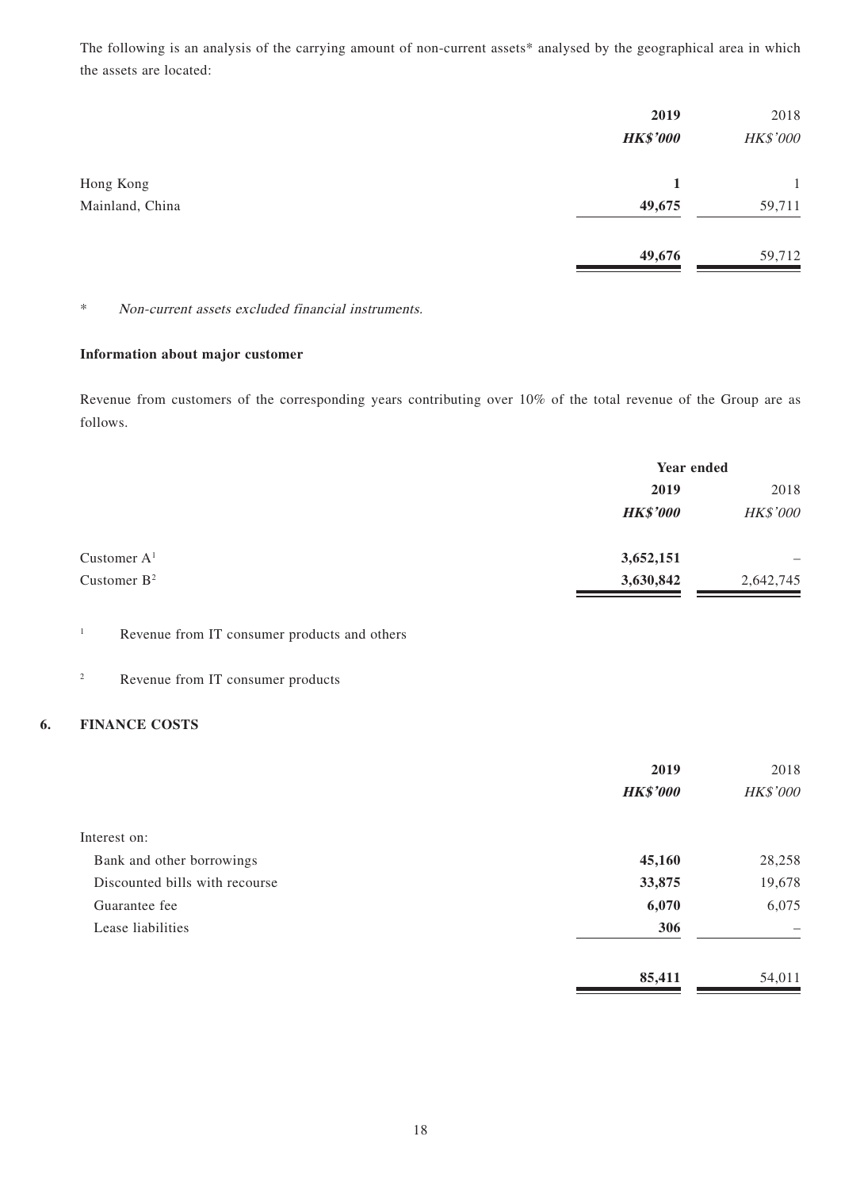The following is an analysis of the carrying amount of non-current assets* analysed by the geographical area in which the assets are located:

| | 2019 | 2018 |
|---|---|---|
| | ***HK$'000*** | *HK$'000* |
| Hong Kong | **1** | 1 |
| Mainland, China | **49,675** | 59,711 |
| | **49,676** | 59,712 |

\* *Non-current assets excluded financial instruments.*

**Information about major customer**

Revenue from customers of the corresponding years contributing over 10% of the total revenue of the Group are as follows.

| | Year ended | |
|---|---|---|
| | 2019 | 2018 |
| | ***HK$'000*** | *HK$'000* |
| Customer A[1] | **3,652,151** | – |
| Customer B[2] | **3,630,842** | 2,642,745 |

[1] Revenue from IT consumer products and others

[2] Revenue from IT consumer products

## 6. FINANCE COSTS

| | 2019 | 2018 |
|---|---|---|
| | ***HK$'000*** | *HK$'000* |
| Interest on: | | |
| Bank and other borrowings | **45,160** | 28,258 |
| Discounted bills with recourse | **33,875** | 19,678 |
| Guarantee fee | **6,070** | 6,075 |
| Lease liabilities | **306** | – |
| | **85,411** | 54,011 |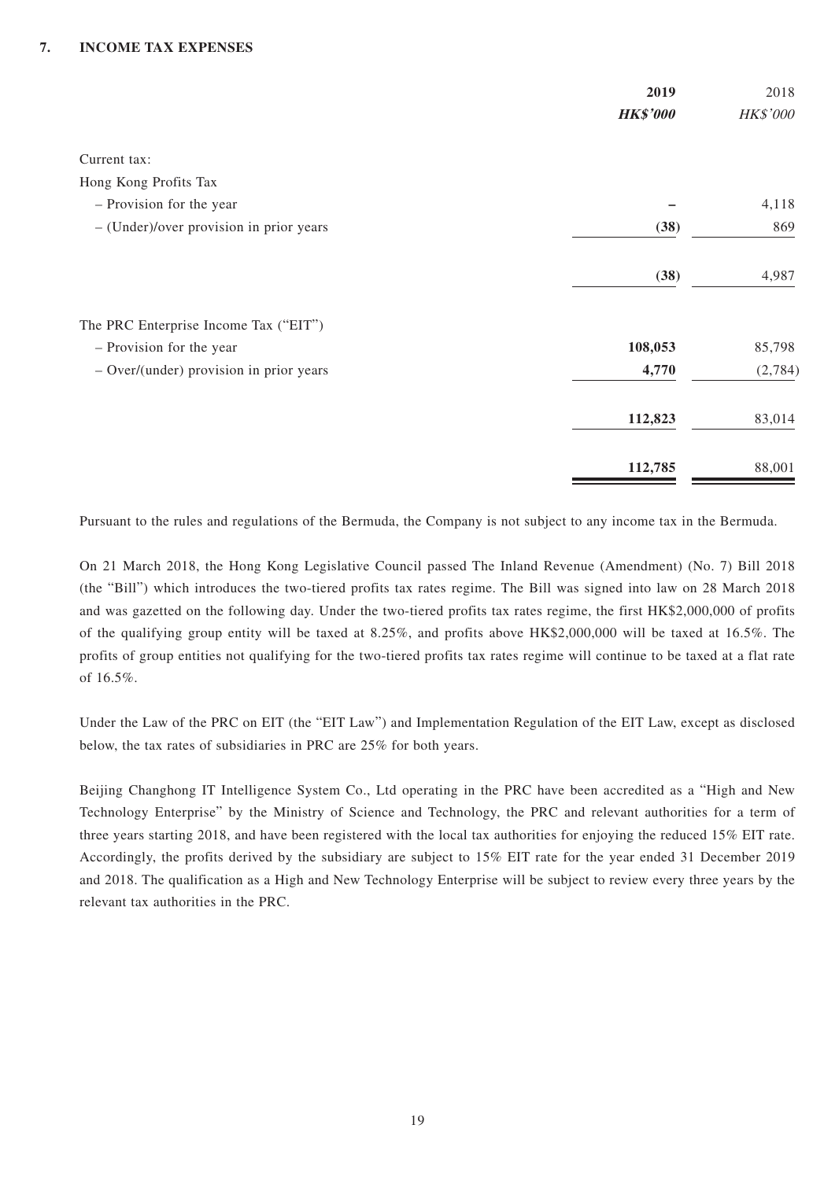## 7. INCOME TAX EXPENSES

| | **2019** | 2018 |
|---|---|---|
| | ***HK$'000*** | *HK$'000* |
| Current tax: | | |
| Hong Kong Profits Tax | | |
| – Provision for the year | **–** | 4,118 |
| – (Under)/over provision in prior years | **(38)** | 869 |
| | **(38)** | 4,987 |
| The PRC Enterprise Income Tax ("EIT") | | |
| – Provision for the year | **108,053** | 85,798 |
| – Over/(under) provision in prior years | **4,770** | (2,784) |
| | **112,823** | 83,014 |
| | **112,785** | 88,001 |

Pursuant to the rules and regulations of the Bermuda, the Company is not subject to any income tax in the Bermuda.

On 21 March 2018, the Hong Kong Legislative Council passed The Inland Revenue (Amendment) (No. 7) Bill 2018 (the "Bill") which introduces the two-tiered profits tax rates regime. The Bill was signed into law on 28 March 2018 and was gazetted on the following day. Under the two-tiered profits tax rates regime, the first HK$2,000,000 of profits of the qualifying group entity will be taxed at 8.25%, and profits above HK$2,000,000 will be taxed at 16.5%. The profits of group entities not qualifying for the two-tiered profits tax rates regime will continue to be taxed at a flat rate of 16.5%.

Under the Law of the PRC on EIT (the "EIT Law") and Implementation Regulation of the EIT Law, except as disclosed below, the tax rates of subsidiaries in PRC are 25% for both years.

Beijing Changhong IT Intelligence System Co., Ltd operating in the PRC have been accredited as a "High and New Technology Enterprise" by the Ministry of Science and Technology, the PRC and relevant authorities for a term of three years starting 2018, and have been registered with the local tax authorities for enjoying the reduced 15% EIT rate. Accordingly, the profits derived by the subsidiary are subject to 15% EIT rate for the year ended 31 December 2019 and 2018. The qualification as a High and New Technology Enterprise will be subject to review every three years by the relevant tax authorities in the PRC.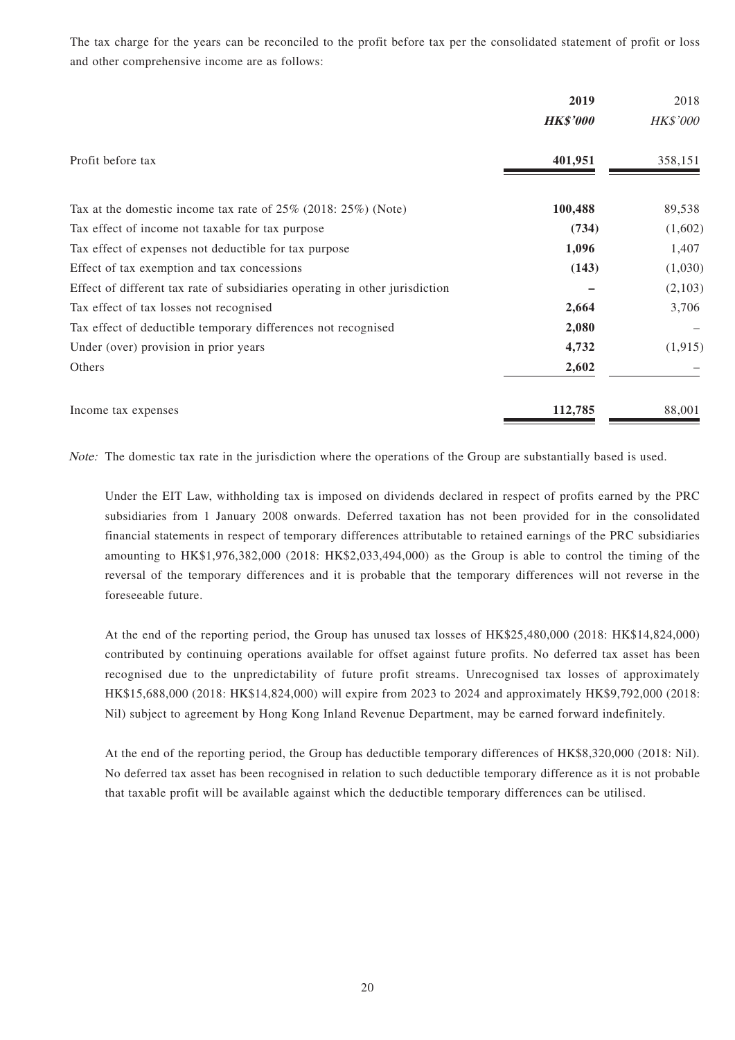The tax charge for the years can be reconciled to the profit before tax per the consolidated statement of profit or loss and other comprehensive income are as follows:

| | **2019** | 2018 |
|---|---|---|
| | ***HK$'000*** | *HK$'000* |
| Profit before tax | **401,951** | 358,151 |
| Tax at the domestic income tax rate of 25% (2018: 25%) (Note) | **100,488** | 89,538 |
| Tax effect of income not taxable for tax purpose | **(734)** | (1,602) |
| Tax effect of expenses not deductible for tax purpose | **1,096** | 1,407 |
| Effect of tax exemption and tax concessions | **(143)** | (1,030) |
| Effect of different tax rate of subsidiaries operating in other jurisdiction | **–** | (2,103) |
| Tax effect of tax losses not recognised | **2,664** | 3,706 |
| Tax effect of deductible temporary differences not recognised | **2,080** | – |
| Under (over) provision in prior years | **4,732** | (1,915) |
| Others | **2,602** | – |
| Income tax expenses | **112,785** | 88,001 |

*Note:* The domestic tax rate in the jurisdiction where the operations of the Group are substantially based is used.

Under the EIT Law, withholding tax is imposed on dividends declared in respect of profits earned by the PRC subsidiaries from 1 January 2008 onwards. Deferred taxation has not been provided for in the consolidated financial statements in respect of temporary differences attributable to retained earnings of the PRC subsidiaries amounting to HK$1,976,382,000 (2018: HK$2,033,494,000) as the Group is able to control the timing of the reversal of the temporary differences and it is probable that the temporary differences will not reverse in the foreseeable future.

At the end of the reporting period, the Group has unused tax losses of HK$25,480,000 (2018: HK$14,824,000) contributed by continuing operations available for offset against future profits. No deferred tax asset has been recognised due to the unpredictability of future profit streams. Unrecognised tax losses of approximately HK$15,688,000 (2018: HK$14,824,000) will expire from 2023 to 2024 and approximately HK$9,792,000 (2018: Nil) subject to agreement by Hong Kong Inland Revenue Department, may be earned forward indefinitely.

At the end of the reporting period, the Group has deductible temporary differences of HK$8,320,000 (2018: Nil). No deferred tax asset has been recognised in relation to such deductible temporary difference as it is not probable that taxable profit will be available against which the deductible temporary differences can be utilised.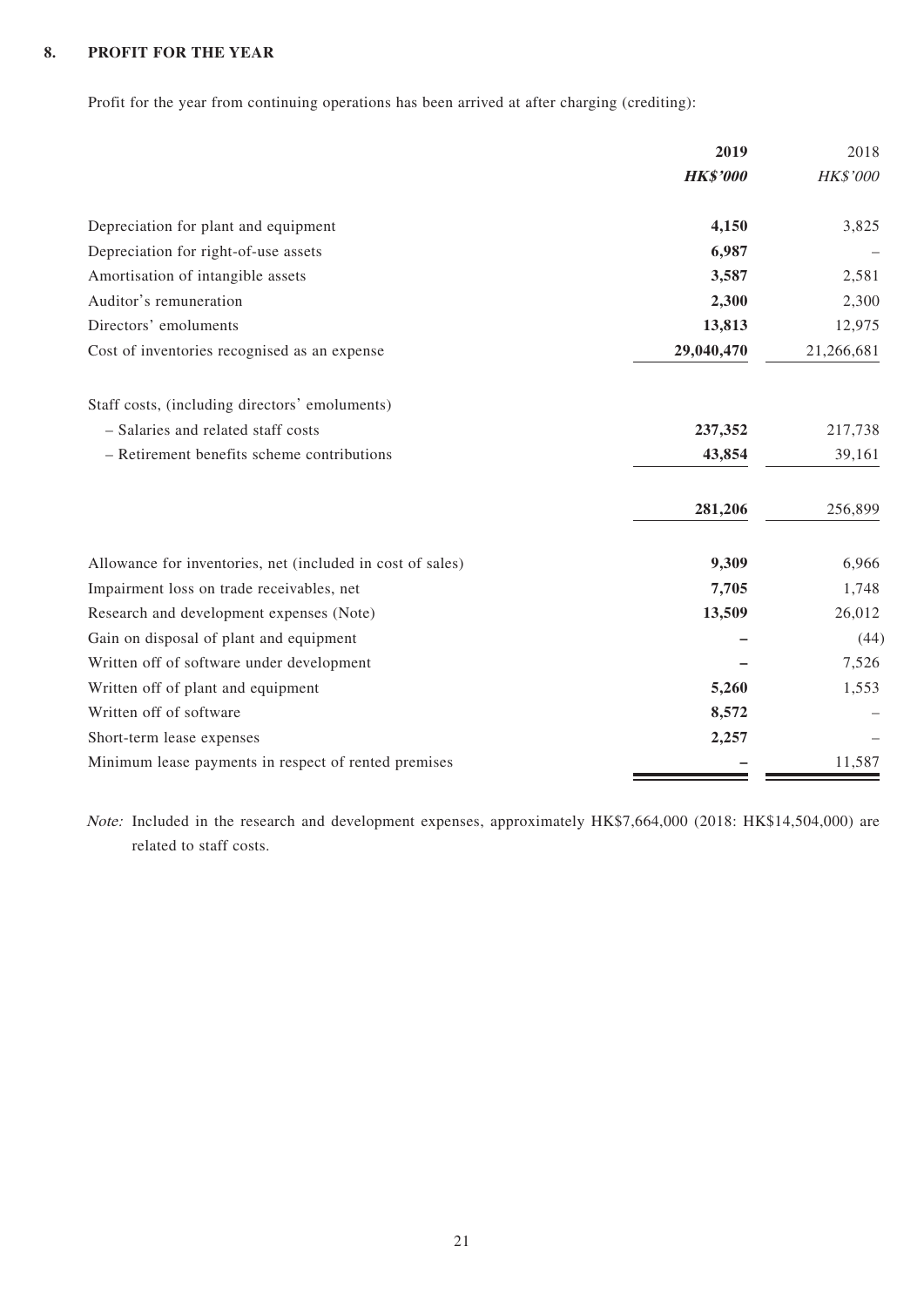## 8. PROFIT FOR THE YEAR

Profit for the year from continuing operations has been arrived at after charging (crediting):

| | 2019 | 2018 |
|---|---|---|
| | ***HK$'000*** | *HK$'000* |
| Depreciation for plant and equipment | **4,150** | 3,825 |
| Depreciation for right-of-use assets | **6,987** | – |
| Amortisation of intangible assets | **3,587** | 2,581 |
| Auditor's remuneration | **2,300** | 2,300 |
| Directors' emoluments | **13,813** | 12,975 |
| Cost of inventories recognised as an expense | **29,040,470** | 21,266,681 |
| Staff costs, (including directors' emoluments) | | |
| – Salaries and related staff costs | **237,352** | 217,738 |
| – Retirement benefits scheme contributions | **43,854** | 39,161 |
| | **281,206** | 256,899 |
| Allowance for inventories, net (included in cost of sales) | **9,309** | 6,966 |
| Impairment loss on trade receivables, net | **7,705** | 1,748 |
| Research and development expenses (Note) | **13,509** | 26,012 |
| Gain on disposal of plant and equipment | **–** | (44) |
| Written off of software under development | **–** | 7,526 |
| Written off of plant and equipment | **5,260** | 1,553 |
| Written off of software | **8,572** | – |
| Short-term lease expenses | **2,257** | – |
| Minimum lease payments in respect of rented premises | **–** | 11,587 |

*Note:* Included in the research and development expenses, approximately HK$7,664,000 (2018: HK$14,504,000) are related to staff costs.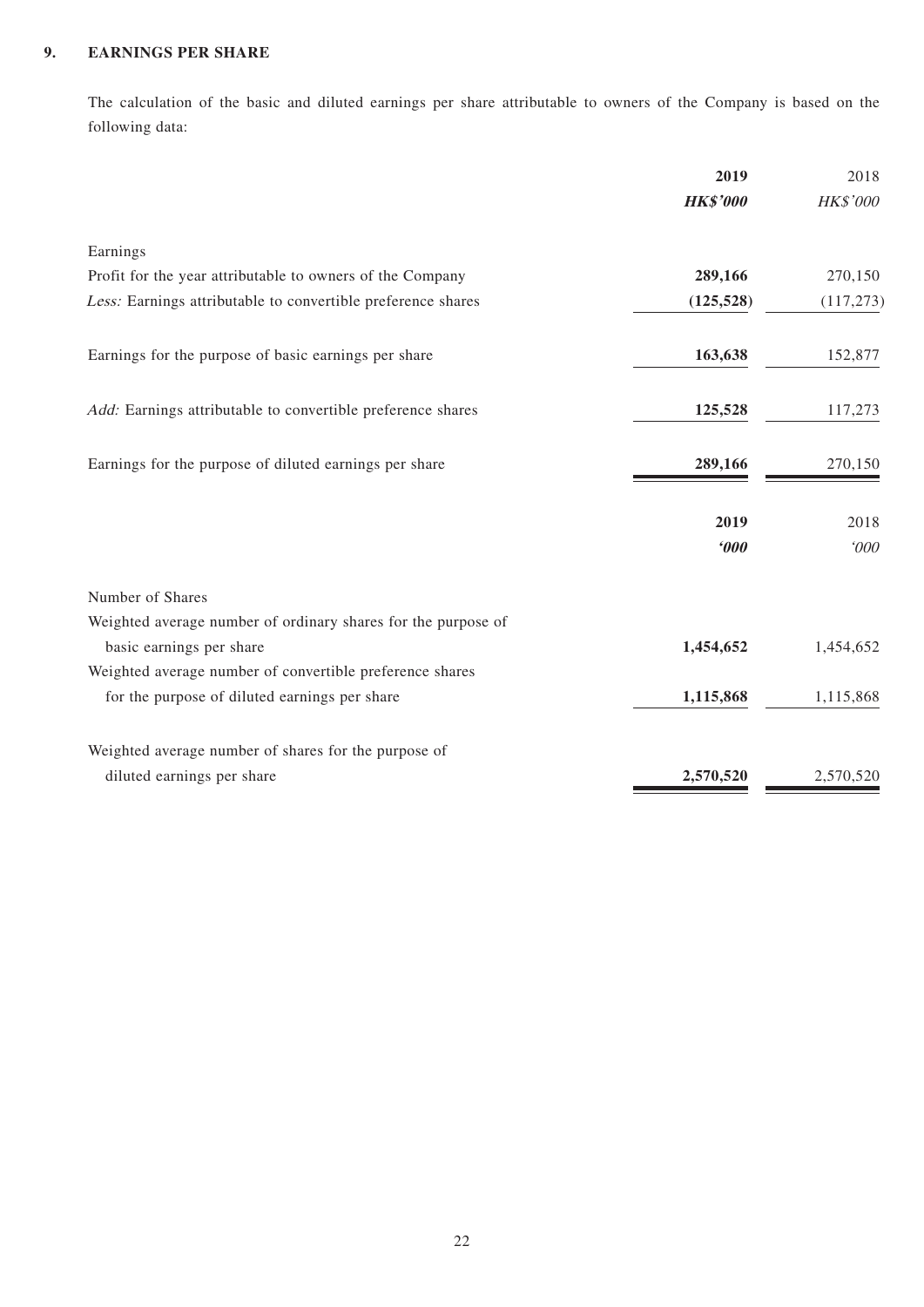## 9. EARNINGS PER SHARE

The calculation of the basic and diluted earnings per share attributable to owners of the Company is based on the following data:

| | **2019** | 2018 |
|---|---|---|
| | ***HK$'000*** | *HK$'000* |
| Earnings | | |
| Profit for the year attributable to owners of the Company | **289,166** | 270,150 |
| *Less:* Earnings attributable to convertible preference shares | **(125,528)** | (117,273) |
| Earnings for the purpose of basic earnings per share | **163,638** | 152,877 |
| *Add:* Earnings attributable to convertible preference shares | **125,528** | 117,273 |
| Earnings for the purpose of diluted earnings per share | **289,166** | 270,150 |

| | **2019** | 2018 |
|---|---|---|
| | ***'000*** | *'000* |
| Number of Shares | | |
| Weighted average number of ordinary shares for the purpose of basic earnings per share | **1,454,652** | 1,454,652 |
| Weighted average number of convertible preference shares for the purpose of diluted earnings per share | **1,115,868** | 1,115,868 |
| Weighted average number of shares for the purpose of diluted earnings per share | **2,570,520** | 2,570,520 |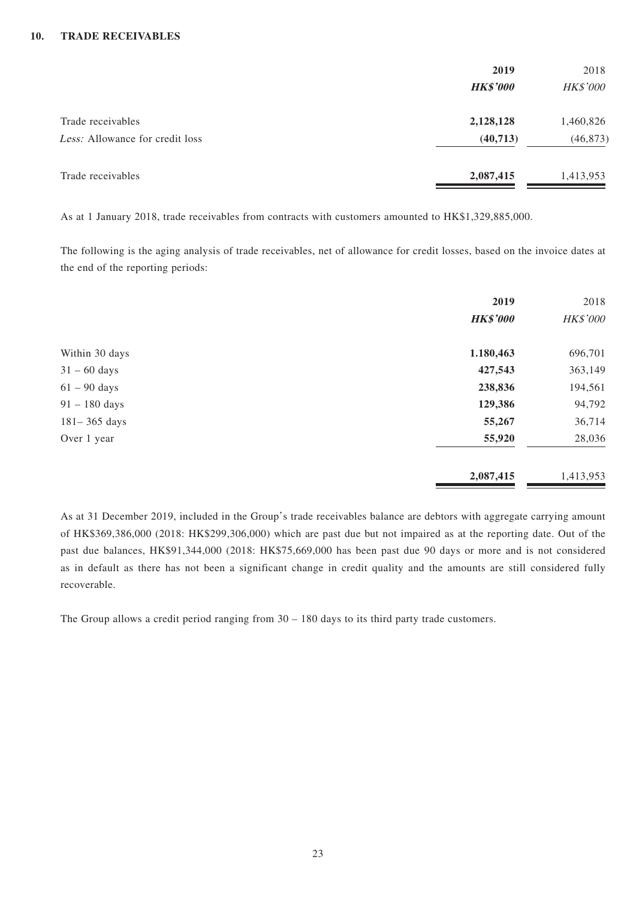## 10. TRADE RECEIVABLES

| | **2019** | 2018 |
|---|---|---|
| | ***HK$'000*** | *HK$'000* |
| Trade receivables | **2,128,128** | 1,460,826 |
| *Less:* Allowance for credit loss | **(40,713)** | (46,873) |
| Trade receivables | **2,087,415** | 1,413,953 |

As at 1 January 2018, trade receivables from contracts with customers amounted to HK$1,329,885,000.

The following is the aging analysis of trade receivables, net of allowance for credit losses, based on the invoice dates at the end of the reporting periods:

| | **2019** | 2018 |
|---|---|---|
| | ***HK$'000*** | *HK$'000* |
| Within 30 days | **1.180,463** | 696,701 |
| 31 – 60 days | **427,543** | 363,149 |
| 61 – 90 days | **238,836** | 194,561 |
| 91 – 180 days | **129,386** | 94,792 |
| 181– 365 days | **55,267** | 36,714 |
| Over 1 year | **55,920** | 28,036 |
| | **2,087,415** | 1,413,953 |

As at 31 December 2019, included in the Group's trade receivables balance are debtors with aggregate carrying amount of HK$369,386,000 (2018: HK$299,306,000) which are past due but not impaired as at the reporting date. Out of the past due balances, HK$91,344,000 (2018: HK$75,669,000 has been past due 90 days or more and is not considered as in default as there has not been a significant change in credit quality and the amounts are still considered fully recoverable.

The Group allows a credit period ranging from 30 – 180 days to its third party trade customers.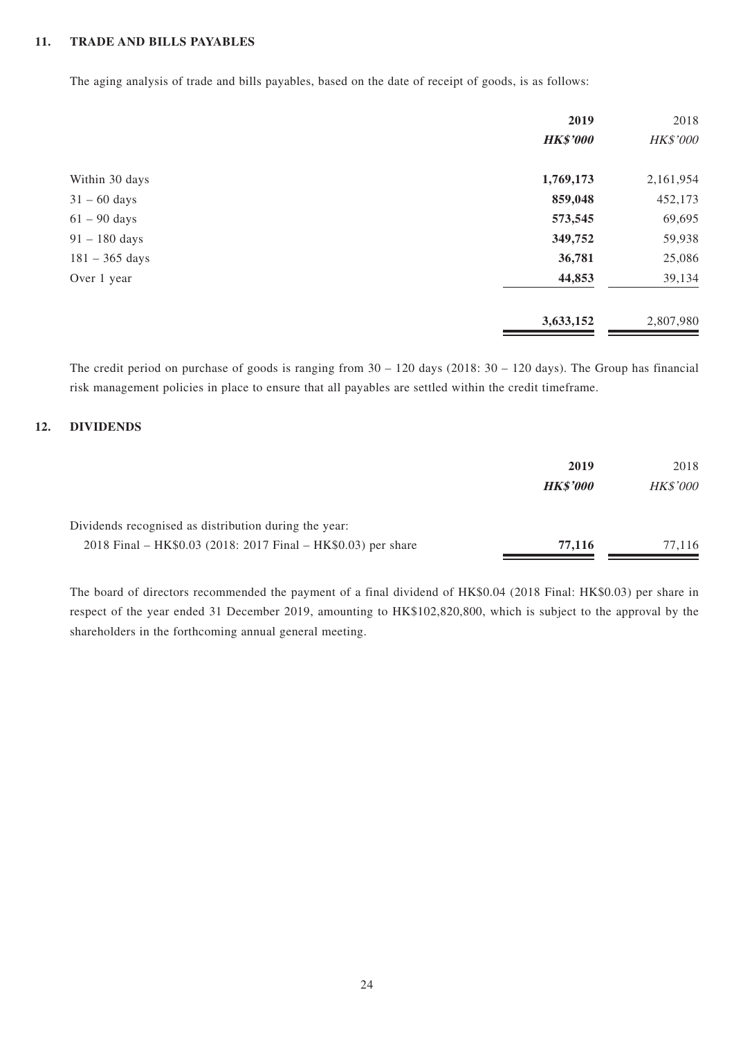## 11. TRADE AND BILLS PAYABLES

The aging analysis of trade and bills payables, based on the date of receipt of goods, is as follows:

| | **2019** | 2018 |
|---|---|---|
| | ***HK$'000*** | *HK$'000* |
| Within 30 days | **1,769,173** | 2,161,954 |
| 31 – 60 days | **859,048** | 452,173 |
| 61 – 90 days | **573,545** | 69,695 |
| 91 – 180 days | **349,752** | 59,938 |
| 181 – 365 days | **36,781** | 25,086 |
| Over 1 year | **44,853** | 39,134 |
| | **3,633,152** | 2,807,980 |

The credit period on purchase of goods is ranging from 30 – 120 days (2018: 30 – 120 days). The Group has financial risk management policies in place to ensure that all payables are settled within the credit timeframe.

## 12. DIVIDENDS

| | **2019** | 2018 |
|---|---|---|
| | ***HK$'000*** | *HK$'000* |
| Dividends recognised as distribution during the year: | | |
| 2018 Final – HK$0.03 (2018: 2017 Final – HK$0.03) per share | **77,116** | 77,116 |

The board of directors recommended the payment of a final dividend of HK$0.04 (2018 Final: HK$0.03) per share in respect of the year ended 31 December 2019, amounting to HK$102,820,800, which is subject to the approval by the shareholders in the forthcoming annual general meeting.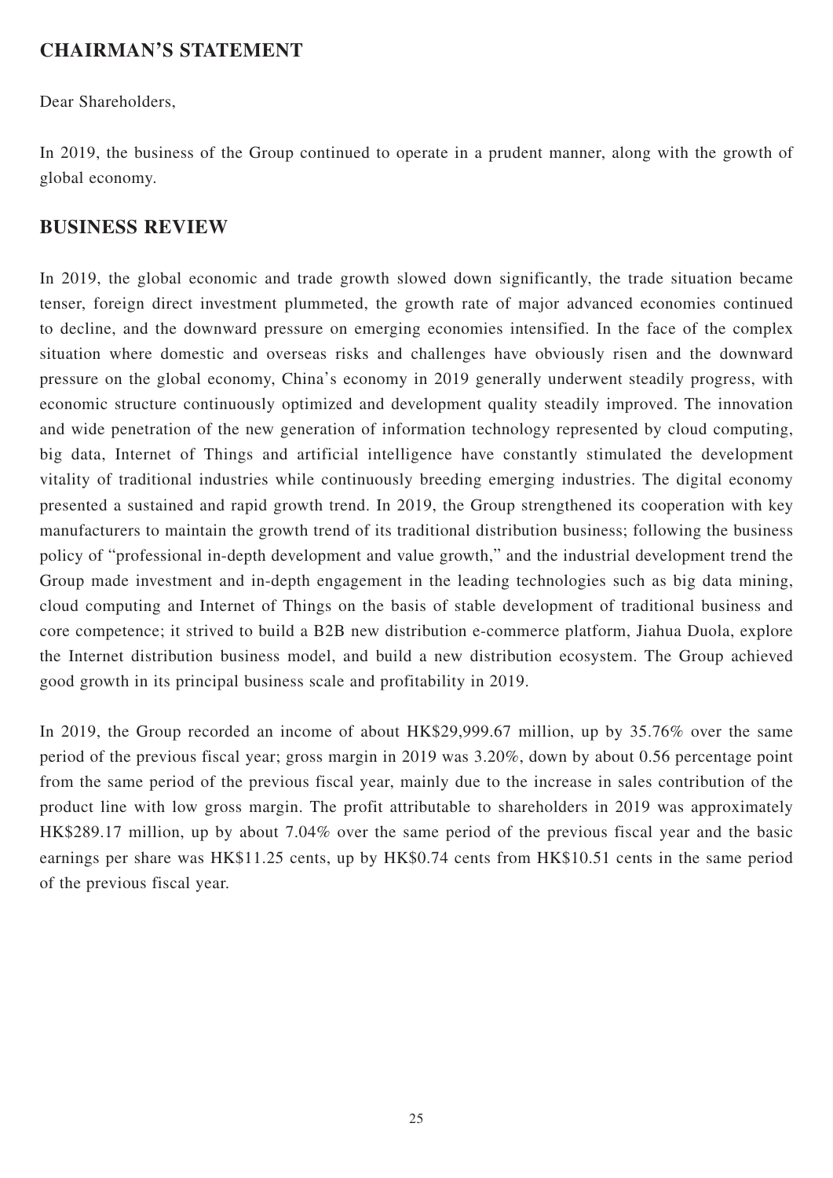## CHAIRMAN'S STATEMENT

Dear Shareholders,

In 2019, the business of the Group continued to operate in a prudent manner, along with the growth of global economy.

## BUSINESS REVIEW

In 2019, the global economic and trade growth slowed down significantly, the trade situation became tenser, foreign direct investment plummeted, the growth rate of major advanced economies continued to decline, and the downward pressure on emerging economies intensified. In the face of the complex situation where domestic and overseas risks and challenges have obviously risen and the downward pressure on the global economy, China's economy in 2019 generally underwent steadily progress, with economic structure continuously optimized and development quality steadily improved. The innovation and wide penetration of the new generation of information technology represented by cloud computing, big data, Internet of Things and artificial intelligence have constantly stimulated the development vitality of traditional industries while continuously breeding emerging industries. The digital economy presented a sustained and rapid growth trend. In 2019, the Group strengthened its cooperation with key manufacturers to maintain the growth trend of its traditional distribution business; following the business policy of "professional in-depth development and value growth," and the industrial development trend the Group made investment and in-depth engagement in the leading technologies such as big data mining, cloud computing and Internet of Things on the basis of stable development of traditional business and core competence; it strived to build a B2B new distribution e-commerce platform, Jiahua Duola, explore the Internet distribution business model, and build a new distribution ecosystem. The Group achieved good growth in its principal business scale and profitability in 2019.

In 2019, the Group recorded an income of about HK$29,999.67 million, up by 35.76% over the same period of the previous fiscal year; gross margin in 2019 was 3.20%, down by about 0.56 percentage point from the same period of the previous fiscal year, mainly due to the increase in sales contribution of the product line with low gross margin. The profit attributable to shareholders in 2019 was approximately HK$289.17 million, up by about 7.04% over the same period of the previous fiscal year and the basic earnings per share was HK$11.25 cents, up by HK$0.74 cents from HK$10.51 cents in the same period of the previous fiscal year.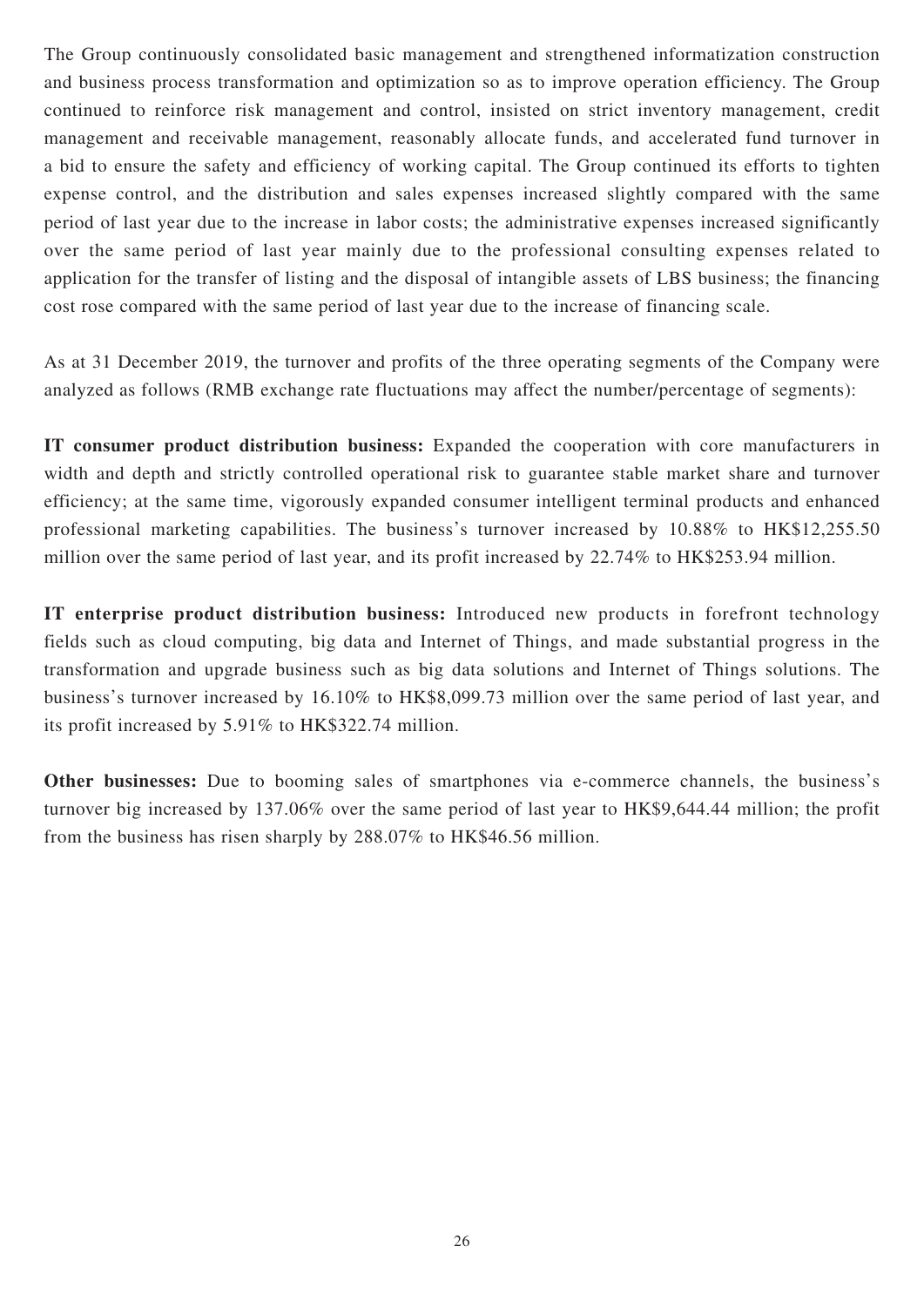The Group continuously consolidated basic management and strengthened informatization construction and business process transformation and optimization so as to improve operation efficiency. The Group continued to reinforce risk management and control, insisted on strict inventory management, credit management and receivable management, reasonably allocate funds, and accelerated fund turnover in a bid to ensure the safety and efficiency of working capital. The Group continued its efforts to tighten expense control, and the distribution and sales expenses increased slightly compared with the same period of last year due to the increase in labor costs; the administrative expenses increased significantly over the same period of last year mainly due to the professional consulting expenses related to application for the transfer of listing and the disposal of intangible assets of LBS business; the financing cost rose compared with the same period of last year due to the increase of financing scale.

As at 31 December 2019, the turnover and profits of the three operating segments of the Company were analyzed as follows (RMB exchange rate fluctuations may affect the number/percentage of segments):

**IT consumer product distribution business:** Expanded the cooperation with core manufacturers in width and depth and strictly controlled operational risk to guarantee stable market share and turnover efficiency; at the same time, vigorously expanded consumer intelligent terminal products and enhanced professional marketing capabilities. The business's turnover increased by 10.88% to HK$12,255.50 million over the same period of last year, and its profit increased by 22.74% to HK$253.94 million.

**IT enterprise product distribution business:** Introduced new products in forefront technology fields such as cloud computing, big data and Internet of Things, and made substantial progress in the transformation and upgrade business such as big data solutions and Internet of Things solutions. The business's turnover increased by 16.10% to HK$8,099.73 million over the same period of last year, and its profit increased by 5.91% to HK$322.74 million.

**Other businesses:** Due to booming sales of smartphones via e-commerce channels, the business's turnover big increased by 137.06% over the same period of last year to HK$9,644.44 million; the profit from the business has risen sharply by 288.07% to HK$46.56 million.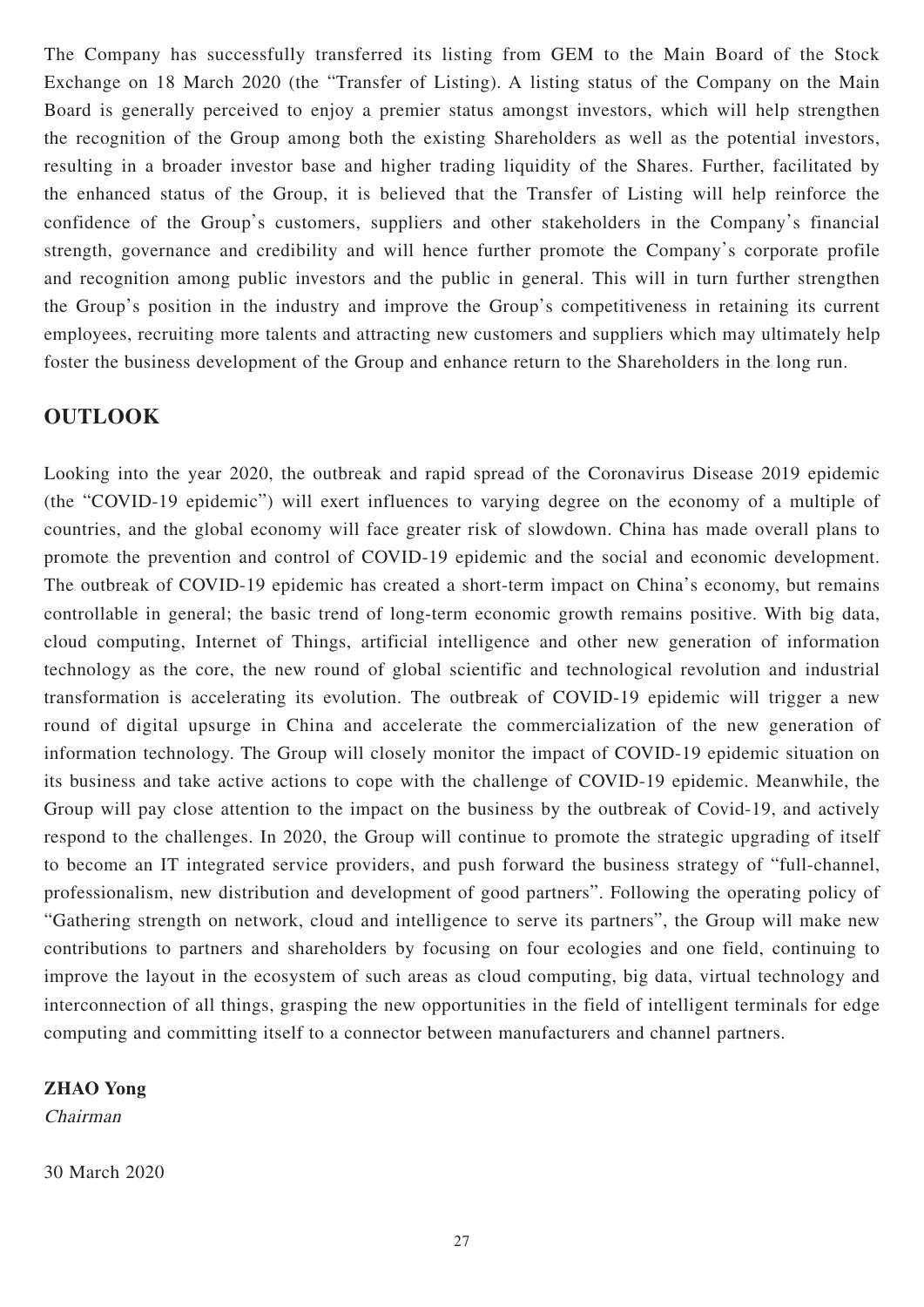The Company has successfully transferred its listing from GEM to the Main Board of the Stock Exchange on 18 March 2020 (the "Transfer of Listing). A listing status of the Company on the Main Board is generally perceived to enjoy a premier status amongst investors, which will help strengthen the recognition of the Group among both the existing Shareholders as well as the potential investors, resulting in a broader investor base and higher trading liquidity of the Shares. Further, facilitated by the enhanced status of the Group, it is believed that the Transfer of Listing will help reinforce the confidence of the Group's customers, suppliers and other stakeholders in the Company's financial strength, governance and credibility and will hence further promote the Company's corporate profile and recognition among public investors and the public in general. This will in turn further strengthen the Group's position in the industry and improve the Group's competitiveness in retaining its current employees, recruiting more talents and attracting new customers and suppliers which may ultimately help foster the business development of the Group and enhance return to the Shareholders in the long run.

## OUTLOOK

Looking into the year 2020, the outbreak and rapid spread of the Coronavirus Disease 2019 epidemic (the "COVID-19 epidemic") will exert influences to varying degree on the economy of a multiple of countries, and the global economy will face greater risk of slowdown. China has made overall plans to promote the prevention and control of COVID-19 epidemic and the social and economic development. The outbreak of COVID-19 epidemic has created a short-term impact on China's economy, but remains controllable in general; the basic trend of long-term economic growth remains positive. With big data, cloud computing, Internet of Things, artificial intelligence and other new generation of information technology as the core, the new round of global scientific and technological revolution and industrial transformation is accelerating its evolution. The outbreak of COVID-19 epidemic will trigger a new round of digital upsurge in China and accelerate the commercialization of the new generation of information technology. The Group will closely monitor the impact of COVID-19 epidemic situation on its business and take active actions to cope with the challenge of COVID-19 epidemic. Meanwhile, the Group will pay close attention to the impact on the business by the outbreak of Covid-19, and actively respond to the challenges. In 2020, the Group will continue to promote the strategic upgrading of itself to become an IT integrated service providers, and push forward the business strategy of "full-channel, professionalism, new distribution and development of good partners". Following the operating policy of "Gathering strength on network, cloud and intelligence to serve its partners", the Group will make new contributions to partners and shareholders by focusing on four ecologies and one field, continuing to improve the layout in the ecosystem of such areas as cloud computing, big data, virtual technology and interconnection of all things, grasping the new opportunities in the field of intelligent terminals for edge computing and committing itself to a connector between manufacturers and channel partners.

**ZHAO Yong**
*Chairman*

30 March 2020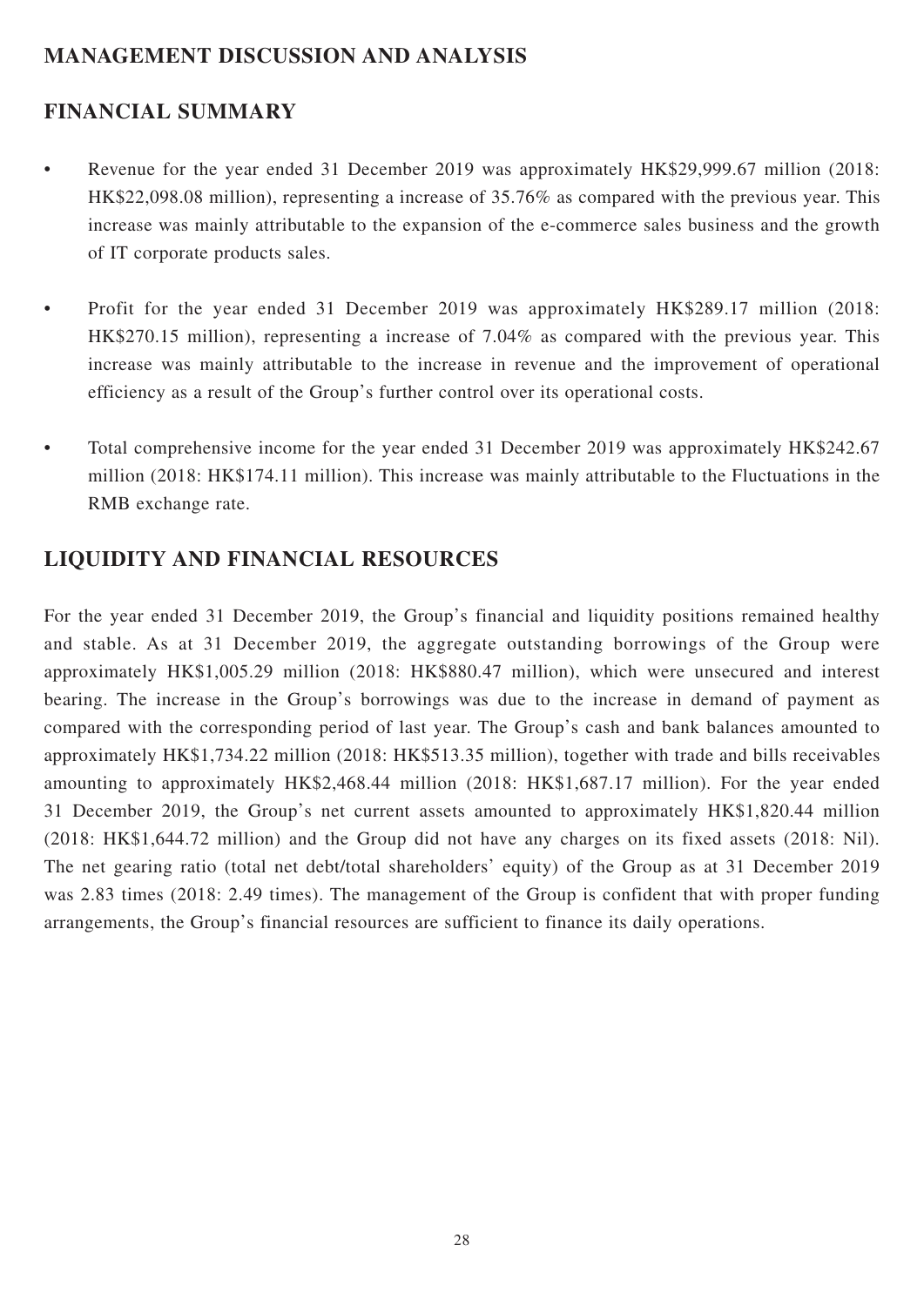## MANAGEMENT DISCUSSION AND ANALYSIS

## FINANCIAL SUMMARY

- Revenue for the year ended 31 December 2019 was approximately HK$29,999.67 million (2018: HK$22,098.08 million), representing a increase of 35.76% as compared with the previous year. This increase was mainly attributable to the expansion of the e-commerce sales business and the growth of IT corporate products sales.
- Profit for the year ended 31 December 2019 was approximately HK$289.17 million (2018: HK$270.15 million), representing a increase of 7.04% as compared with the previous year. This increase was mainly attributable to the increase in revenue and the improvement of operational efficiency as a result of the Group's further control over its operational costs.
- Total comprehensive income for the year ended 31 December 2019 was approximately HK$242.67 million (2018: HK$174.11 million). This increase was mainly attributable to the Fluctuations in the RMB exchange rate.

## LIQUIDITY AND FINANCIAL RESOURCES

For the year ended 31 December 2019, the Group's financial and liquidity positions remained healthy and stable. As at 31 December 2019, the aggregate outstanding borrowings of the Group were approximately HK$1,005.29 million (2018: HK$880.47 million), which were unsecured and interest bearing. The increase in the Group's borrowings was due to the increase in demand of payment as compared with the corresponding period of last year. The Group's cash and bank balances amounted to approximately HK$1,734.22 million (2018: HK$513.35 million), together with trade and bills receivables amounting to approximately HK$2,468.44 million (2018: HK$1,687.17 million). For the year ended 31 December 2019, the Group's net current assets amounted to approximately HK$1,820.44 million (2018: HK$1,644.72 million) and the Group did not have any charges on its fixed assets (2018: Nil). The net gearing ratio (total net debt/total shareholders' equity) of the Group as at 31 December 2019 was 2.83 times (2018: 2.49 times). The management of the Group is confident that with proper funding arrangements, the Group's financial resources are sufficient to finance its daily operations.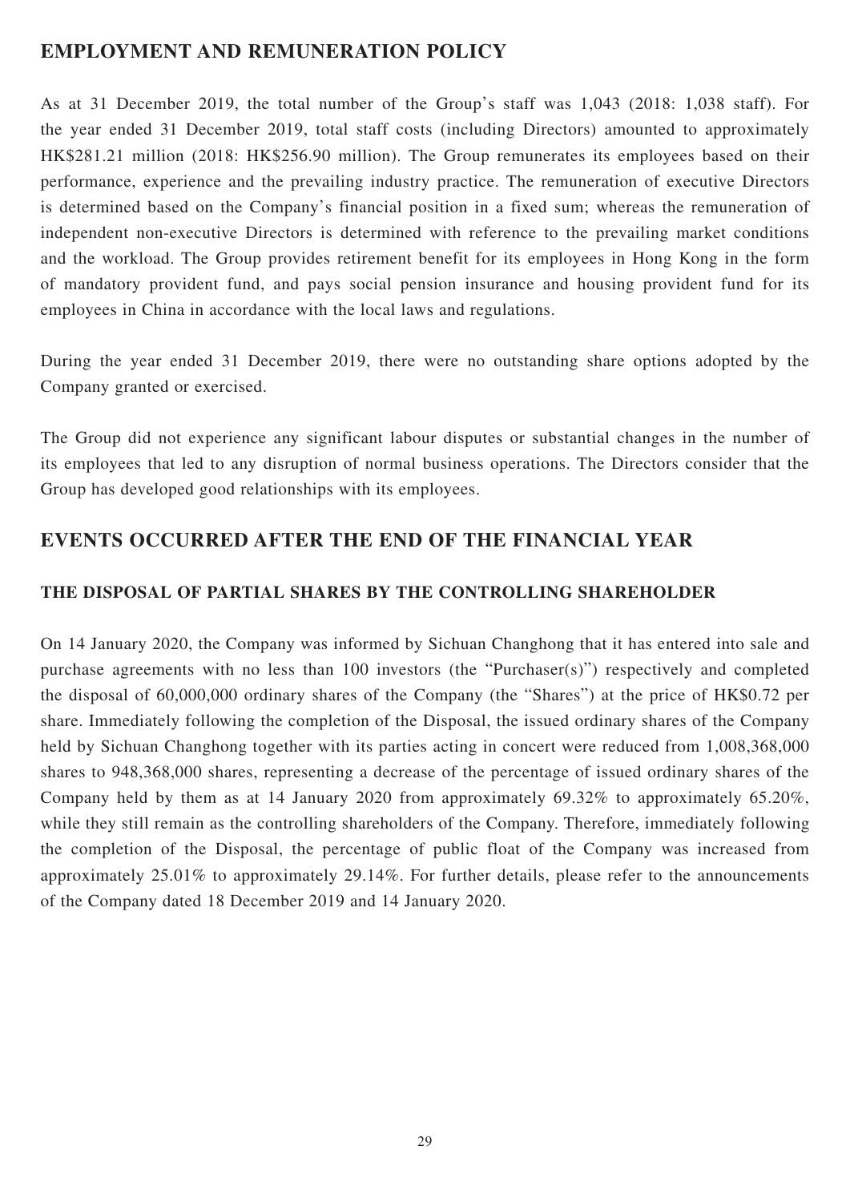## EMPLOYMENT AND REMUNERATION POLICY

As at 31 December 2019, the total number of the Group's staff was 1,043 (2018: 1,038 staff). For the year ended 31 December 2019, total staff costs (including Directors) amounted to approximately HK$281.21 million (2018: HK$256.90 million). The Group remunerates its employees based on their performance, experience and the prevailing industry practice. The remuneration of executive Directors is determined based on the Company's financial position in a fixed sum; whereas the remuneration of independent non-executive Directors is determined with reference to the prevailing market conditions and the workload. The Group provides retirement benefit for its employees in Hong Kong in the form of mandatory provident fund, and pays social pension insurance and housing provident fund for its employees in China in accordance with the local laws and regulations.

During the year ended 31 December 2019, there were no outstanding share options adopted by the Company granted or exercised.

The Group did not experience any significant labour disputes or substantial changes in the number of its employees that led to any disruption of normal business operations. The Directors consider that the Group has developed good relationships with its employees.

## EVENTS OCCURRED AFTER THE END OF THE FINANCIAL YEAR

### THE DISPOSAL OF PARTIAL SHARES BY THE CONTROLLING SHAREHOLDER

On 14 January 2020, the Company was informed by Sichuan Changhong that it has entered into sale and purchase agreements with no less than 100 investors (the "Purchaser(s)") respectively and completed the disposal of 60,000,000 ordinary shares of the Company (the "Shares") at the price of HK$0.72 per share. Immediately following the completion of the Disposal, the issued ordinary shares of the Company held by Sichuan Changhong together with its parties acting in concert were reduced from 1,008,368,000 shares to 948,368,000 shares, representing a decrease of the percentage of issued ordinary shares of the Company held by them as at 14 January 2020 from approximately 69.32% to approximately 65.20%, while they still remain as the controlling shareholders of the Company. Therefore, immediately following the completion of the Disposal, the percentage of public float of the Company was increased from approximately 25.01% to approximately 29.14%. For further details, please refer to the announcements of the Company dated 18 December 2019 and 14 January 2020.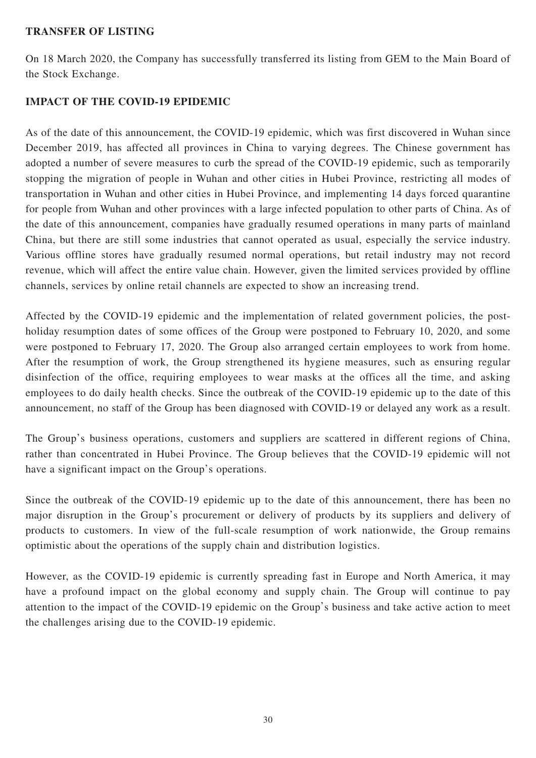## TRANSFER OF LISTING

On 18 March 2020, the Company has successfully transferred its listing from GEM to the Main Board of the Stock Exchange.

## IMPACT OF THE COVID-19 EPIDEMIC

As of the date of this announcement, the COVID-19 epidemic, which was first discovered in Wuhan since December 2019, has affected all provinces in China to varying degrees. The Chinese government has adopted a number of severe measures to curb the spread of the COVID-19 epidemic, such as temporarily stopping the migration of people in Wuhan and other cities in Hubei Province, restricting all modes of transportation in Wuhan and other cities in Hubei Province, and implementing 14 days forced quarantine for people from Wuhan and other provinces with a large infected population to other parts of China. As of the date of this announcement, companies have gradually resumed operations in many parts of mainland China, but there are still some industries that cannot operated as usual, especially the service industry. Various offline stores have gradually resumed normal operations, but retail industry may not record revenue, which will affect the entire value chain. However, given the limited services provided by offline channels, services by online retail channels are expected to show an increasing trend.

Affected by the COVID-19 epidemic and the implementation of related government policies, the post-holiday resumption dates of some offices of the Group were postponed to February 10, 2020, and some were postponed to February 17, 2020. The Group also arranged certain employees to work from home. After the resumption of work, the Group strengthened its hygiene measures, such as ensuring regular disinfection of the office, requiring employees to wear masks at the offices all the time, and asking employees to do daily health checks. Since the outbreak of the COVID-19 epidemic up to the date of this announcement, no staff of the Group has been diagnosed with COVID-19 or delayed any work as a result.

The Group's business operations, customers and suppliers are scattered in different regions of China, rather than concentrated in Hubei Province. The Group believes that the COVID-19 epidemic will not have a significant impact on the Group's operations.

Since the outbreak of the COVID-19 epidemic up to the date of this announcement, there has been no major disruption in the Group's procurement or delivery of products by its suppliers and delivery of products to customers. In view of the full-scale resumption of work nationwide, the Group remains optimistic about the operations of the supply chain and distribution logistics.

However, as the COVID-19 epidemic is currently spreading fast in Europe and North America, it may have a profound impact on the global economy and supply chain. The Group will continue to pay attention to the impact of the COVID-19 epidemic on the Group's business and take active action to meet the challenges arising due to the COVID-19 epidemic.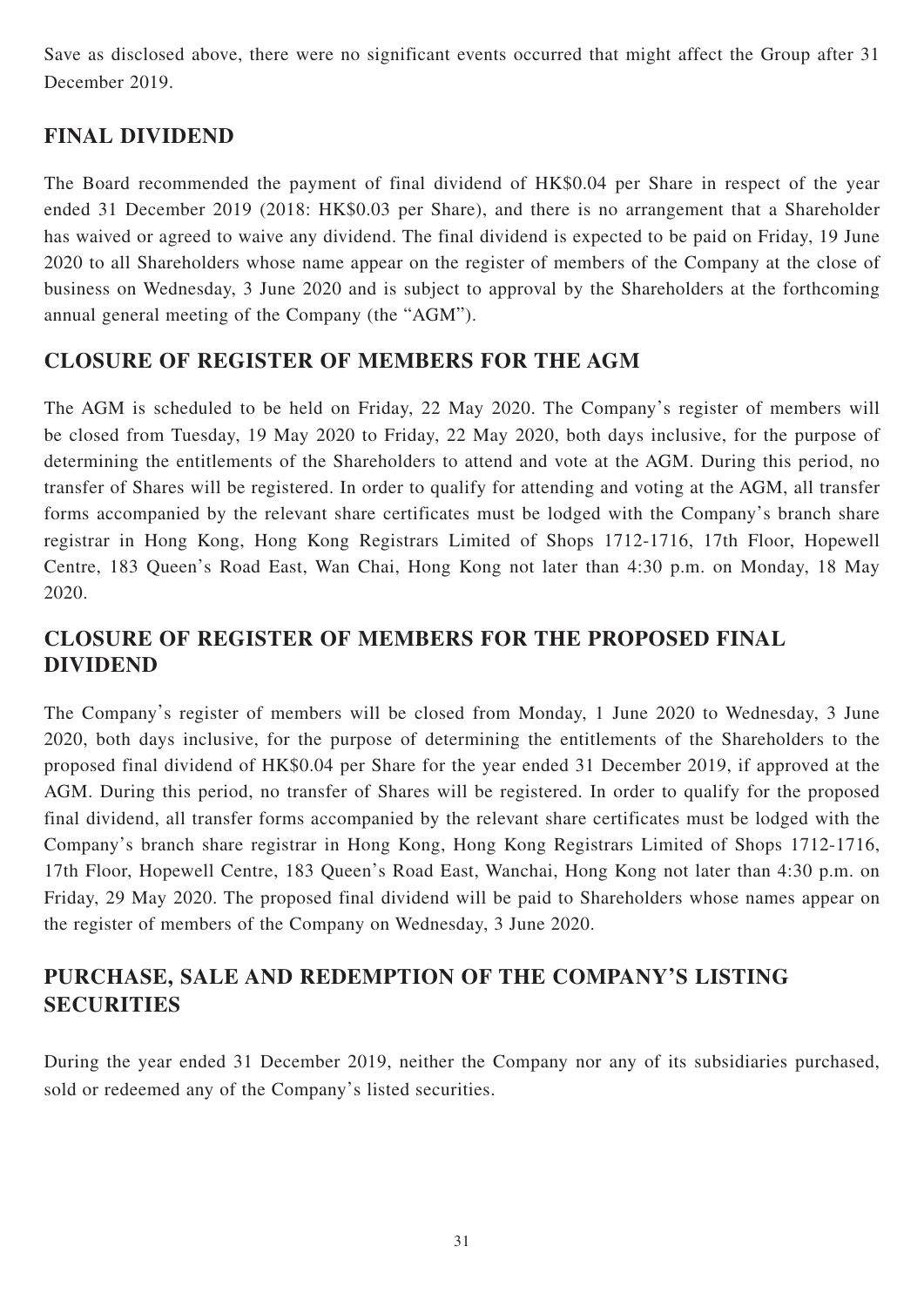Save as disclosed above, there were no significant events occurred that might affect the Group after 31 December 2019.

## FINAL DIVIDEND

The Board recommended the payment of final dividend of HK$0.04 per Share in respect of the year ended 31 December 2019 (2018: HK$0.03 per Share), and there is no arrangement that a Shareholder has waived or agreed to waive any dividend. The final dividend is expected to be paid on Friday, 19 June 2020 to all Shareholders whose name appear on the register of members of the Company at the close of business on Wednesday, 3 June 2020 and is subject to approval by the Shareholders at the forthcoming annual general meeting of the Company (the "AGM").

## CLOSURE OF REGISTER OF MEMBERS FOR THE AGM

The AGM is scheduled to be held on Friday, 22 May 2020. The Company's register of members will be closed from Tuesday, 19 May 2020 to Friday, 22 May 2020, both days inclusive, for the purpose of determining the entitlements of the Shareholders to attend and vote at the AGM. During this period, no transfer of Shares will be registered. In order to qualify for attending and voting at the AGM, all transfer forms accompanied by the relevant share certificates must be lodged with the Company's branch share registrar in Hong Kong, Hong Kong Registrars Limited of Shops 1712-1716, 17th Floor, Hopewell Centre, 183 Queen's Road East, Wan Chai, Hong Kong not later than 4:30 p.m. on Monday, 18 May 2020.

## CLOSURE OF REGISTER OF MEMBERS FOR THE PROPOSED FINAL DIVIDEND

The Company's register of members will be closed from Monday, 1 June 2020 to Wednesday, 3 June 2020, both days inclusive, for the purpose of determining the entitlements of the Shareholders to the proposed final dividend of HK$0.04 per Share for the year ended 31 December 2019, if approved at the AGM. During this period, no transfer of Shares will be registered. In order to qualify for the proposed final dividend, all transfer forms accompanied by the relevant share certificates must be lodged with the Company's branch share registrar in Hong Kong, Hong Kong Registrars Limited of Shops 1712-1716, 17th Floor, Hopewell Centre, 183 Queen's Road East, Wanchai, Hong Kong not later than 4:30 p.m. on Friday, 29 May 2020. The proposed final dividend will be paid to Shareholders whose names appear on the register of members of the Company on Wednesday, 3 June 2020.

## PURCHASE, SALE AND REDEMPTION OF THE COMPANY'S LISTING SECURITIES

During the year ended 31 December 2019, neither the Company nor any of its subsidiaries purchased, sold or redeemed any of the Company's listed securities.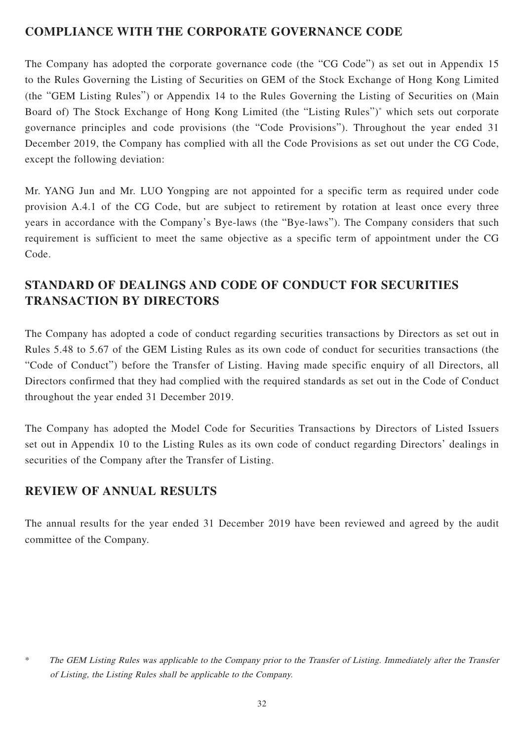## COMPLIANCE WITH THE CORPORATE GOVERNANCE CODE

The Company has adopted the corporate governance code (the "CG Code") as set out in Appendix 15 to the Rules Governing the Listing of Securities on GEM of the Stock Exchange of Hong Kong Limited (the "GEM Listing Rules") or Appendix 14 to the Rules Governing the Listing of Securities on (Main Board of) The Stock Exchange of Hong Kong Limited (the "Listing Rules")* which sets out corporate governance principles and code provisions (the "Code Provisions"). Throughout the year ended 31 December 2019, the Company has complied with all the Code Provisions as set out under the CG Code, except the following deviation:

Mr. YANG Jun and Mr. LUO Yongping are not appointed for a specific term as required under code provision A.4.1 of the CG Code, but are subject to retirement by rotation at least once every three years in accordance with the Company's Bye-laws (the "Bye-laws"). The Company considers that such requirement is sufficient to meet the same objective as a specific term of appointment under the CG Code.

## STANDARD OF DEALINGS AND CODE OF CONDUCT FOR SECURITIES TRANSACTION BY DIRECTORS

The Company has adopted a code of conduct regarding securities transactions by Directors as set out in Rules 5.48 to 5.67 of the GEM Listing Rules as its own code of conduct for securities transactions (the "Code of Conduct") before the Transfer of Listing. Having made specific enquiry of all Directors, all Directors confirmed that they had complied with the required standards as set out in the Code of Conduct throughout the year ended 31 December 2019.

The Company has adopted the Model Code for Securities Transactions by Directors of Listed Issuers set out in Appendix 10 to the Listing Rules as its own code of conduct regarding Directors' dealings in securities of the Company after the Transfer of Listing.

## REVIEW OF ANNUAL RESULTS

The annual results for the year ended 31 December 2019 have been reviewed and agreed by the audit committee of the Company.

\* *The GEM Listing Rules was applicable to the Company prior to the Transfer of Listing. Immediately after the Transfer of Listing, the Listing Rules shall be applicable to the Company.*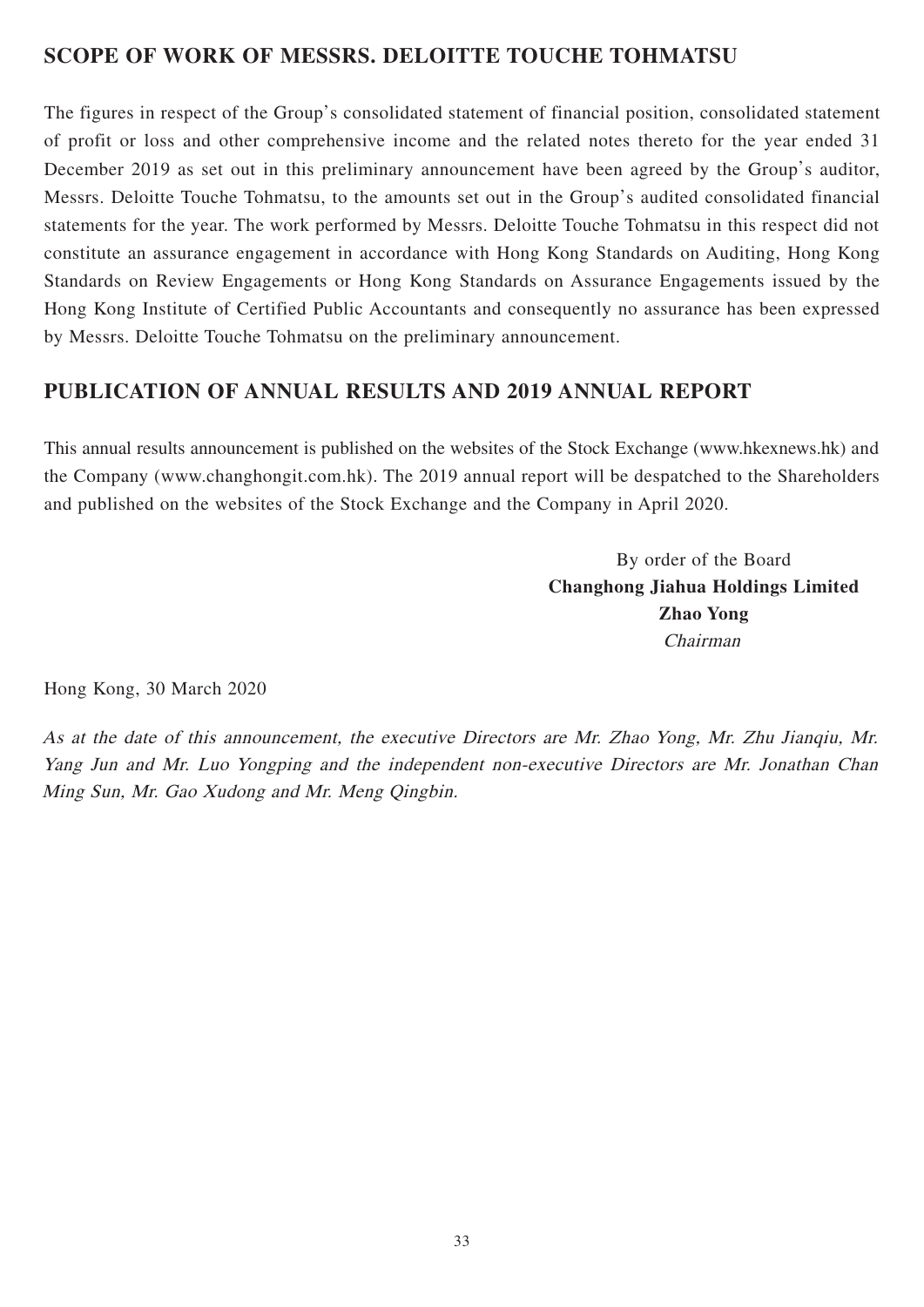## SCOPE OF WORK OF MESSRS. DELOITTE TOUCHE TOHMATSU

The figures in respect of the Group's consolidated statement of financial position, consolidated statement of profit or loss and other comprehensive income and the related notes thereto for the year ended 31 December 2019 as set out in this preliminary announcement have been agreed by the Group's auditor, Messrs. Deloitte Touche Tohmatsu, to the amounts set out in the Group's audited consolidated financial statements for the year. The work performed by Messrs. Deloitte Touche Tohmatsu in this respect did not constitute an assurance engagement in accordance with Hong Kong Standards on Auditing, Hong Kong Standards on Review Engagements or Hong Kong Standards on Assurance Engagements issued by the Hong Kong Institute of Certified Public Accountants and consequently no assurance has been expressed by Messrs. Deloitte Touche Tohmatsu on the preliminary announcement.

## PUBLICATION OF ANNUAL RESULTS AND 2019 ANNUAL REPORT

This annual results announcement is published on the websites of the Stock Exchange (www.hkexnews.hk) and the Company (www.changhongit.com.hk). The 2019 annual report will be despatched to the Shareholders and published on the websites of the Stock Exchange and the Company in April 2020.

By order of the Board
**Changhong Jiahua Holdings Limited**
**Zhao Yong**
*Chairman*

Hong Kong, 30 March 2020

*As at the date of this announcement, the executive Directors are Mr. Zhao Yong, Mr. Zhu Jianqiu, Mr. Yang Jun and Mr. Luo Yongping and the independent non-executive Directors are Mr. Jonathan Chan Ming Sun, Mr. Gao Xudong and Mr. Meng Qingbin.*